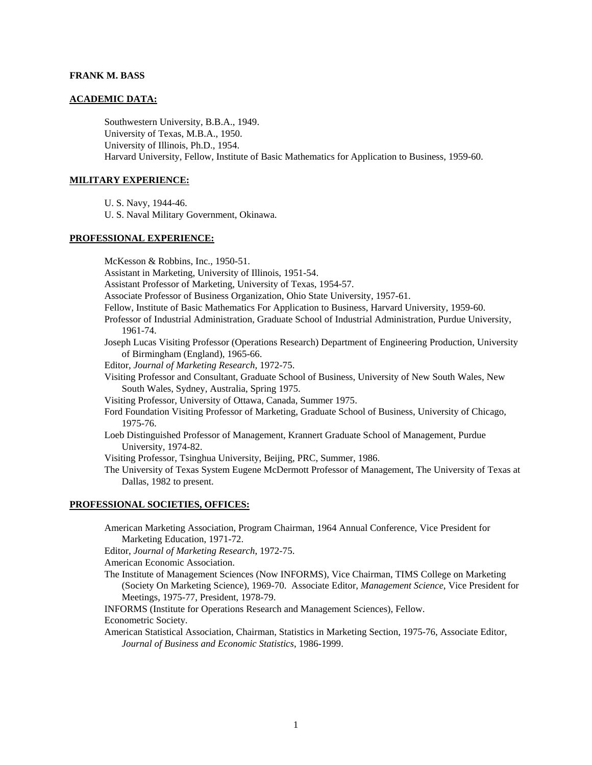**FRANK M. BASS**

## ACADEMIC DATA:

Southwestern University, B.B.A., 1949.
University of Texas, M.B.A., 1950.
University of Illinois, Ph.D., 1954.
Harvard University, Fellow, Institute of Basic Mathematics for Application to Business, 1959-60.

## MILITARY EXPERIENCE:

U. S. Navy, 1944-46.
U. S. Naval Military Government, Okinawa.

## PROFESSIONAL EXPERIENCE:

McKesson & Robbins, Inc., 1950-51.
Assistant in Marketing, University of Illinois, 1951-54.
Assistant Professor of Marketing, University of Texas, 1954-57.
Associate Professor of Business Organization, Ohio State University, 1957-61.
Fellow, Institute of Basic Mathematics For Application to Business, Harvard University, 1959-60.
Professor of Industrial Administration, Graduate School of Industrial Administration, Purdue University, 1961-74.
Joseph Lucas Visiting Professor (Operations Research) Department of Engineering Production, University of Birmingham (England), 1965-66.
Editor, *Journal of Marketing Research*, 1972-75.
Visiting Professor and Consultant, Graduate School of Business, University of New South Wales, New South Wales, Sydney, Australia, Spring 1975.
Visiting Professor, University of Ottawa, Canada, Summer 1975.
Ford Foundation Visiting Professor of Marketing, Graduate School of Business, University of Chicago, 1975-76.
Loeb Distinguished Professor of Management, Krannert Graduate School of Management, Purdue University, 1974-82.
Visiting Professor, Tsinghua University, Beijing, PRC, Summer, 1986.
The University of Texas System Eugene McDermott Professor of Management, The University of Texas at Dallas, 1982 to present.

## PROFESSIONAL SOCIETIES, OFFICES:

American Marketing Association, Program Chairman, 1964 Annual Conference, Vice President for Marketing Education, 1971-72.
Editor, *Journal of Marketing Research*, 1972-75.
American Economic Association.
The Institute of Management Sciences (Now INFORMS), Vice Chairman, TIMS College on Marketing (Society On Marketing Science), 1969-70. Associate Editor, *Management Science*, Vice President for Meetings, 1975-77, President, 1978-79.
INFORMS (Institute for Operations Research and Management Sciences), Fellow.
Econometric Society.
American Statistical Association, Chairman, Statistics in Marketing Section, 1975-76, Associate Editor, *Journal of Business and Economic Statistics*, 1986-1999.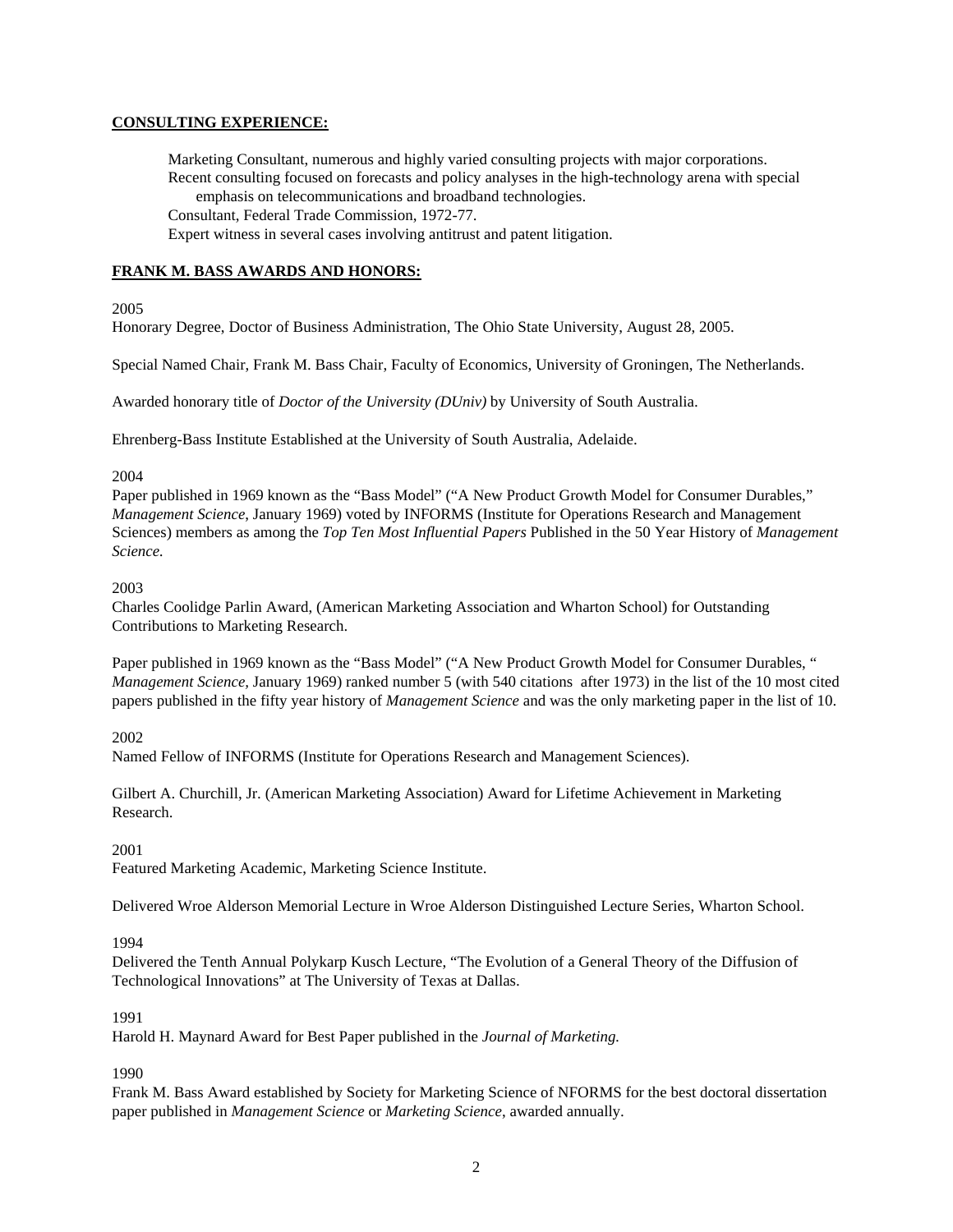## CONSULTING EXPERIENCE:

Marketing Consultant, numerous and highly varied consulting projects with major corporations.
Recent consulting focused on forecasts and policy analyses in the high-technology arena with special emphasis on telecommunications and broadband technologies.
Consultant, Federal Trade Commission, 1972-77.
Expert witness in several cases involving antitrust and patent litigation.

## FRANK M. BASS AWARDS AND HONORS:

2005
Honorary Degree, Doctor of Business Administration, The Ohio State University, August 28, 2005.

Special Named Chair, Frank M. Bass Chair, Faculty of Economics, University of Groningen, The Netherlands.

Awarded honorary title of *Doctor of the University (DUniv)* by University of South Australia.

Ehrenberg-Bass Institute Established at the University of South Australia, Adelaide.

2004
Paper published in 1969 known as the "Bass Model" ("A New Product Growth Model for Consumer Durables," *Management Science*, January 1969) voted by INFORMS (Institute for Operations Research and Management Sciences) members as among the *Top Ten Most Influential Papers* Published in the 50 Year History of *Management Science.*

2003
Charles Coolidge Parlin Award, (American Marketing Association and Wharton School) for Outstanding Contributions to Marketing Research.

Paper published in 1969 known as the "Bass Model" ("A New Product Growth Model for Consumer Durables, " *Management Science*, January 1969) ranked number 5 (with 540 citations after 1973) in the list of the 10 most cited papers published in the fifty year history of *Management Science* and was the only marketing paper in the list of 10.

2002
Named Fellow of INFORMS (Institute for Operations Research and Management Sciences).

Gilbert A. Churchill, Jr. (American Marketing Association) Award for Lifetime Achievement in Marketing Research.

2001
Featured Marketing Academic, Marketing Science Institute.

Delivered Wroe Alderson Memorial Lecture in Wroe Alderson Distinguished Lecture Series, Wharton School.

1994
Delivered the Tenth Annual Polykarp Kusch Lecture, "The Evolution of a General Theory of the Diffusion of Technological Innovations" at The University of Texas at Dallas.

1991
Harold H. Maynard Award for Best Paper published in the *Journal of Marketing.*

1990
Frank M. Bass Award established by Society for Marketing Science of NFORMS for the best doctoral dissertation paper published in *Management Science* or *Marketing Science*, awarded annually.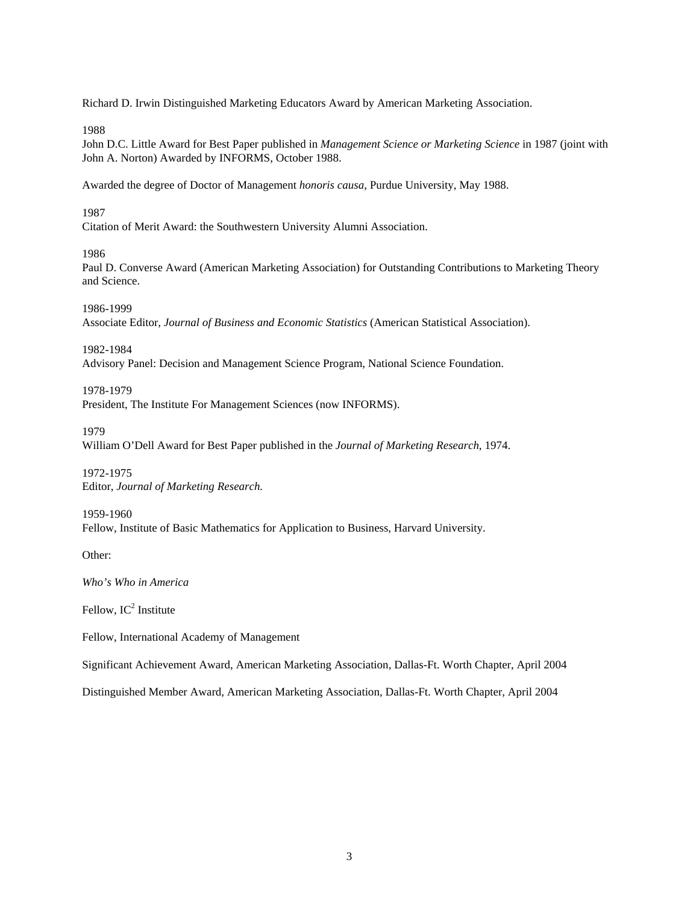Richard D. Irwin Distinguished Marketing Educators Award by American Marketing Association.

1988
John D.C. Little Award for Best Paper published in *Management Science or Marketing Science* in 1987 (joint with John A. Norton) Awarded by INFORMS, October 1988.

Awarded the degree of Doctor of Management *honoris causa*, Purdue University, May 1988.

1987
Citation of Merit Award: the Southwestern University Alumni Association.

1986
Paul D. Converse Award (American Marketing Association) for Outstanding Contributions to Marketing Theory and Science.

1986-1999
Associate Editor, *Journal of Business and Economic Statistics* (American Statistical Association).

1982-1984
Advisory Panel: Decision and Management Science Program, National Science Foundation.

1978-1979
President, The Institute For Management Sciences (now INFORMS).

1979
William O'Dell Award for Best Paper published in the *Journal of Marketing Research*, 1974.

1972-1975
Editor, *Journal of Marketing Research.*

1959-1960
Fellow, Institute of Basic Mathematics for Application to Business, Harvard University.

Other:

*Who's Who in America*

Fellow, $IC^2$ Institute

Fellow, International Academy of Management

Significant Achievement Award, American Marketing Association, Dallas-Ft. Worth Chapter, April 2004

Distinguished Member Award, American Marketing Association, Dallas-Ft. Worth Chapter, April 2004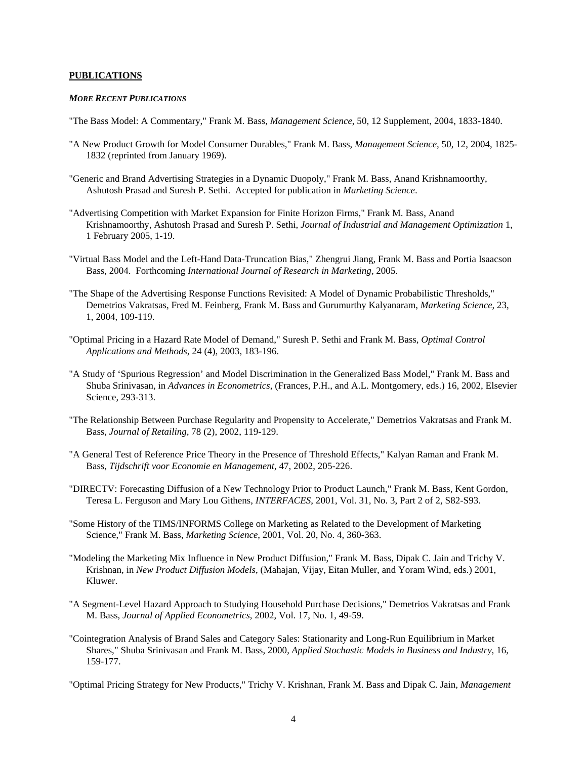## PUBLICATIONS

### *MORE RECENT PUBLICATIONS*

"The Bass Model: A Commentary," Frank M. Bass, *Management Science*, 50, 12 Supplement, 2004, 1833-1840.

"A New Product Growth for Model Consumer Durables," Frank M. Bass, *Management Science*, 50, 12, 2004, 1825-1832 (reprinted from January 1969).

"Generic and Brand Advertising Strategies in a Dynamic Duopoly," Frank M. Bass, Anand Krishnamoorthy, Ashutosh Prasad and Suresh P. Sethi. Accepted for publication in *Marketing Science*.

"Advertising Competition with Market Expansion for Finite Horizon Firms," Frank M. Bass, Anand Krishnamoorthy, Ashutosh Prasad and Suresh P. Sethi, *Journal of Industrial and Management Optimization* 1, 1 February 2005, 1-19.

"Virtual Bass Model and the Left-Hand Data-Truncation Bias," Zhengrui Jiang, Frank M. Bass and Portia Isaacson Bass, 2004. Forthcoming *International Journal of Research in Marketing*, 2005.

"The Shape of the Advertising Response Functions Revisited: A Model of Dynamic Probabilistic Thresholds," Demetrios Vakratsas, Fred M. Feinberg, Frank M. Bass and Gurumurthy Kalyanaram, *Marketing Science*, 23, 1, 2004, 109-119.

"Optimal Pricing in a Hazard Rate Model of Demand," Suresh P. Sethi and Frank M. Bass, *Optimal Control Applications and Methods*, 24 (4), 2003, 183-196.

"A Study of 'Spurious Regression' and Model Discrimination in the Generalized Bass Model," Frank M. Bass and Shuba Srinivasan, in *Advances in Econometrics*, (Frances, P.H., and A.L. Montgomery, eds.) 16, 2002, Elsevier Science, 293-313.

"The Relationship Between Purchase Regularity and Propensity to Accelerate," Demetrios Vakratsas and Frank M. Bass, *Journal of Retailing*, 78 (2), 2002, 119-129.

"A General Test of Reference Price Theory in the Presence of Threshold Effects," Kalyan Raman and Frank M. Bass, *Tijdschrift voor Economie en Management*, 47, 2002, 205-226.

"DIRECTV: Forecasting Diffusion of a New Technology Prior to Product Launch," Frank M. Bass, Kent Gordon, Teresa L. Ferguson and Mary Lou Githens, *INTERFACES*, 2001, Vol. 31, No. 3, Part 2 of 2, S82-S93.

"Some History of the TIMS/INFORMS College on Marketing as Related to the Development of Marketing Science," Frank M. Bass, *Marketing Science*, 2001, Vol. 20, No. 4, 360-363.

"Modeling the Marketing Mix Influence in New Product Diffusion," Frank M. Bass, Dipak C. Jain and Trichy V. Krishnan, in *New Product Diffusion Models*, (Mahajan, Vijay, Eitan Muller, and Yoram Wind, eds.) 2001, Kluwer.

"A Segment-Level Hazard Approach to Studying Household Purchase Decisions," Demetrios Vakratsas and Frank M. Bass, *Journal of Applied Econometrics*, 2002, Vol. 17, No. 1, 49-59.

"Cointegration Analysis of Brand Sales and Category Sales: Stationarity and Long-Run Equilibrium in Market Shares," Shuba Srinivasan and Frank M. Bass, 2000, *Applied Stochastic Models in Business and Industry*, 16, 159-177.

"Optimal Pricing Strategy for New Products," Trichy V. Krishnan, Frank M. Bass and Dipak C. Jain, *Management*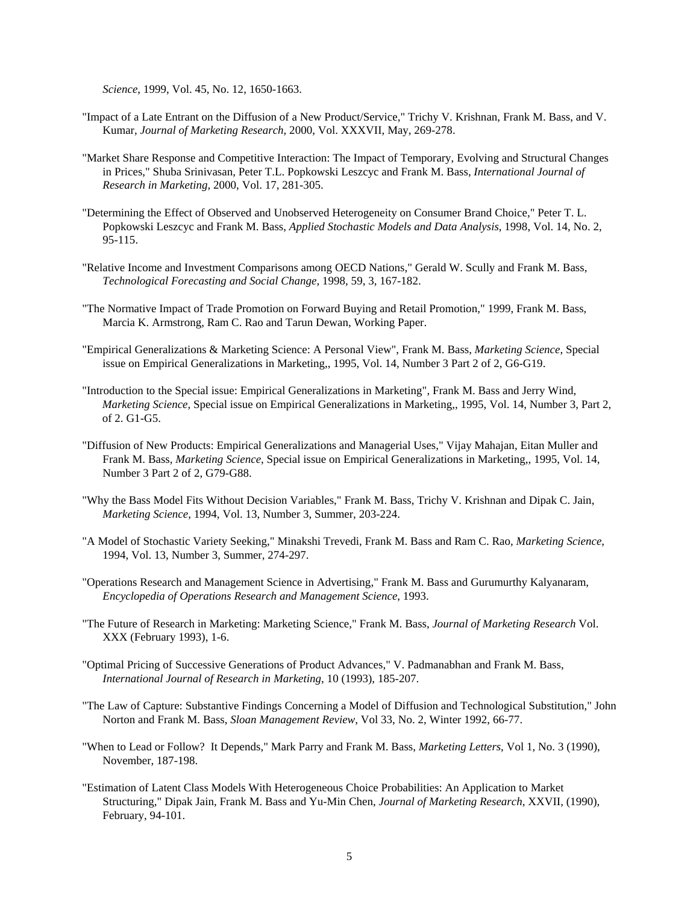*Science*, 1999, Vol. 45, No. 12, 1650-1663.

"Impact of a Late Entrant on the Diffusion of a New Product/Service," Trichy V. Krishnan, Frank M. Bass, and V. Kumar, *Journal of Marketing Research,* 2000, Vol. XXXVII, May, 269-278.

"Market Share Response and Competitive Interaction: The Impact of Temporary, Evolving and Structural Changes in Prices," Shuba Srinivasan, Peter T.L. Popkowski Leszcyc and Frank M. Bass, *International Journal of Research in Marketing,* 2000, Vol. 17, 281-305.

"Determining the Effect of Observed and Unobserved Heterogeneity on Consumer Brand Choice," Peter T. L. Popkowski Leszcyc and Frank M. Bass, *Applied Stochastic Models and Data Analysis*, 1998, Vol. 14, No. 2, 95-115.

"Relative Income and Investment Comparisons among OECD Nations," Gerald W. Scully and Frank M. Bass, *Technological Forecasting and Social Change,* 1998, 59, 3, 167-182.

"The Normative Impact of Trade Promotion on Forward Buying and Retail Promotion," 1999, Frank M. Bass, Marcia K. Armstrong, Ram C. Rao and Tarun Dewan, Working Paper.

"Empirical Generalizations & Marketing Science: A Personal View", Frank M. Bass, *Marketing Science*, Special issue on Empirical Generalizations in Marketing,, 1995, Vol. 14, Number 3 Part 2 of 2, G6-G19.

"Introduction to the Special issue: Empirical Generalizations in Marketing", Frank M. Bass and Jerry Wind, *Marketing Science,* Special issue on Empirical Generalizations in Marketing,, 1995, Vol. 14, Number 3, Part 2, of 2. G1-G5.

"Diffusion of New Products: Empirical Generalizations and Managerial Uses," Vijay Mahajan, Eitan Muller and Frank M. Bass, *Marketing Science,* Special issue on Empirical Generalizations in Marketing,, 1995, Vol. 14, Number 3 Part 2 of 2, G79-G88.

"Why the Bass Model Fits Without Decision Variables," Frank M. Bass, Trichy V. Krishnan and Dipak C. Jain, *Marketing Science*, 1994, Vol. 13, Number 3, Summer, 203-224.

"A Model of Stochastic Variety Seeking," Minakshi Trevedi, Frank M. Bass and Ram C. Rao, *Marketing Science,* 1994, Vol. 13, Number 3, Summer, 274-297.

"Operations Research and Management Science in Advertising," Frank M. Bass and Gurumurthy Kalyanaram, *Encyclopedia of Operations Research and Management Science*, 1993.

"The Future of Research in Marketing: Marketing Science," Frank M. Bass, *Journal of Marketing Research* Vol. XXX (February 1993), 1-6.

"Optimal Pricing of Successive Generations of Product Advances," V. Padmanabhan and Frank M. Bass, *International Journal of Research in Marketing*, 10 (1993), 185-207.

"The Law of Capture: Substantive Findings Concerning a Model of Diffusion and Technological Substitution," John Norton and Frank M. Bass, *Sloan Management Review*, Vol 33, No. 2, Winter 1992, 66-77.

"When to Lead or Follow? It Depends," Mark Parry and Frank M. Bass, *Marketing Letters*, Vol 1, No. 3 (1990), November, 187-198.

"Estimation of Latent Class Models With Heterogeneous Choice Probabilities: An Application to Market Structuring," Dipak Jain, Frank M. Bass and Yu-Min Chen, *Journal of Marketing Research*, XXVII, (1990), February, 94-101.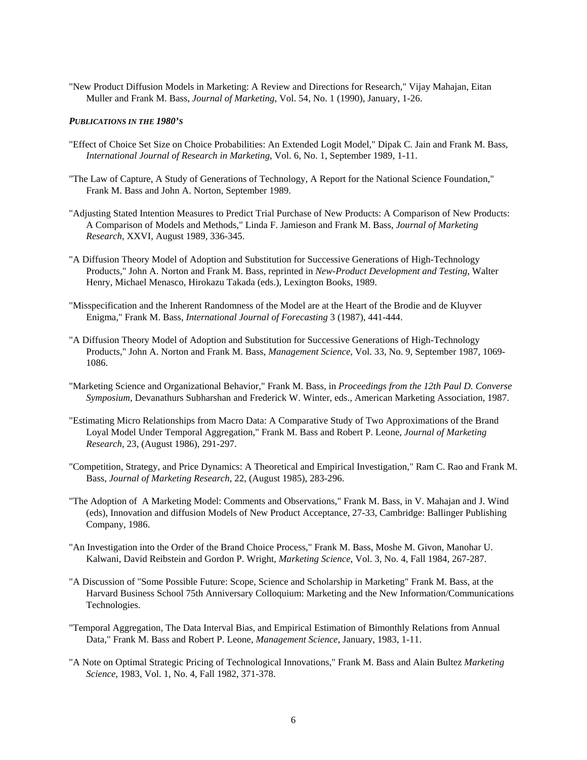"New Product Diffusion Models in Marketing: A Review and Directions for Research," Vijay Mahajan, Eitan Muller and Frank M. Bass, *Journal of Marketing*, Vol. 54, No. 1 (1990), January, 1-26.

***PUBLICATIONS IN THE 1980's***

"Effect of Choice Set Size on Choice Probabilities: An Extended Logit Model," Dipak C. Jain and Frank M. Bass, *International Journal of Research in Marketing*, Vol. 6, No. 1, September 1989, 1-11.

"The Law of Capture, A Study of Generations of Technology, A Report for the National Science Foundation," Frank M. Bass and John A. Norton, September 1989.

"Adjusting Stated Intention Measures to Predict Trial Purchase of New Products: A Comparison of New Products: A Comparison of Models and Methods," Linda F. Jamieson and Frank M. Bass, *Journal of Marketing Research*, XXVI, August 1989, 336-345.

"A Diffusion Theory Model of Adoption and Substitution for Successive Generations of High-Technology Products," John A. Norton and Frank M. Bass, reprinted in *New-Product Development and Testing*, Walter Henry, Michael Menasco, Hirokazu Takada (eds.), Lexington Books, 1989.

"Misspecification and the Inherent Randomness of the Model are at the Heart of the Brodie and de Kluyver Enigma," Frank M. Bass, *International Journal of Forecasting* 3 (1987), 441-444.

"A Diffusion Theory Model of Adoption and Substitution for Successive Generations of High-Technology Products," John A. Norton and Frank M. Bass, *Management Science*, Vol. 33, No. 9, September 1987, 1069-1086.

"Marketing Science and Organizational Behavior," Frank M. Bass, in *Proceedings from the 12th Paul D. Converse Symposium,* Devanathurs Subharshan and Frederick W. Winter, eds., American Marketing Association, 1987.

"Estimating Micro Relationships from Macro Data: A Comparative Study of Two Approximations of the Brand Loyal Model Under Temporal Aggregation," Frank M. Bass and Robert P. Leone, *Journal of Marketing Research*, 23, (August 1986), 291-297.

"Competition, Strategy, and Price Dynamics: A Theoretical and Empirical Investigation," Ram C. Rao and Frank M. Bass, *Journal of Marketing Research*, 22, (August 1985), 283-296.

"The Adoption of A Marketing Model: Comments and Observations," Frank M. Bass, in V. Mahajan and J. Wind (eds), Innovation and diffusion Models of New Product Acceptance, 27-33, Cambridge: Ballinger Publishing Company, 1986.

"An Investigation into the Order of the Brand Choice Process," Frank M. Bass, Moshe M. Givon, Manohar U. Kalwani, David Reibstein and Gordon P. Wright, *Marketing Science*, Vol. 3, No. 4, Fall 1984, 267-287.

"A Discussion of "Some Possible Future: Scope, Science and Scholarship in Marketing" Frank M. Bass, at the Harvard Business School 75th Anniversary Colloquium: Marketing and the New Information/Communications Technologies.

"Temporal Aggregation, The Data Interval Bias, and Empirical Estimation of Bimonthly Relations from Annual Data," Frank M. Bass and Robert P. Leone, *Management Science*, January, 1983, 1-11.

"A Note on Optimal Strategic Pricing of Technological Innovations," Frank M. Bass and Alain Bultez *Marketing Science*, 1983, Vol. 1, No. 4, Fall 1982, 371-378.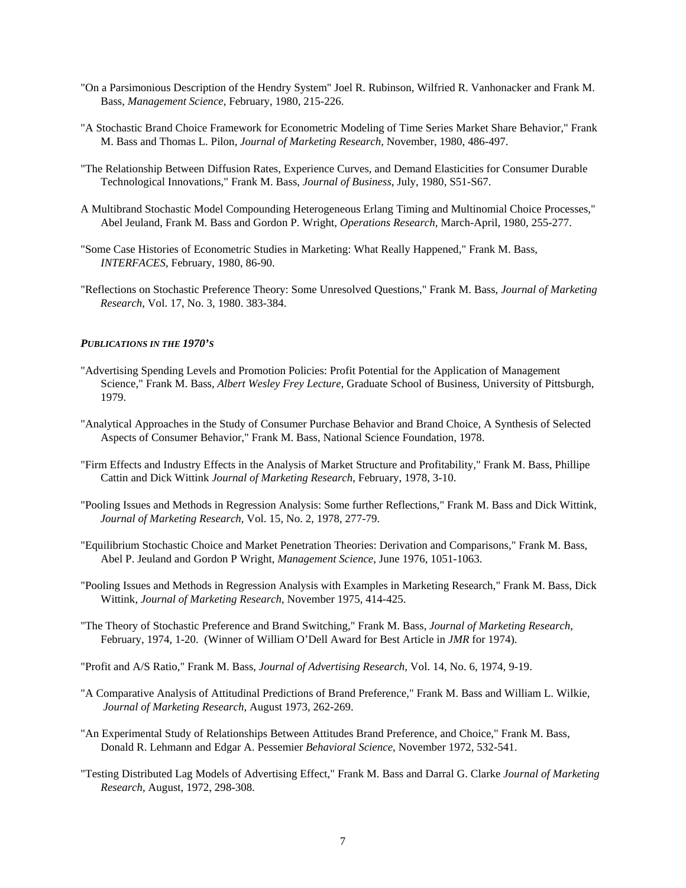"On a Parsimonious Description of the Hendry System" Joel R. Rubinson, Wilfried R. Vanhonacker and Frank M. Bass, *Management Science*, February, 1980, 215-226.

"A Stochastic Brand Choice Framework for Econometric Modeling of Time Series Market Share Behavior," Frank M. Bass and Thomas L. Pilon, *Journal of Marketing Research*, November, 1980, 486-497.

"The Relationship Between Diffusion Rates, Experience Curves, and Demand Elasticities for Consumer Durable Technological Innovations," Frank M. Bass, *Journal of Business*, July, 1980, S51-S67.

A Multibrand Stochastic Model Compounding Heterogeneous Erlang Timing and Multinomial Choice Processes," Abel Jeuland, Frank M. Bass and Gordon P. Wright, *Operations Research*, March-April, 1980, 255-277.

"Some Case Histories of Econometric Studies in Marketing: What Really Happened," Frank M. Bass, *INTERFACES*, February, 1980, 86-90.

"Reflections on Stochastic Preference Theory: Some Unresolved Questions," Frank M. Bass, *Journal of Marketing Research*, Vol. 17, No. 3, 1980. 383-384.

### *PUBLICATIONS IN THE 1970'S*

"Advertising Spending Levels and Promotion Policies: Profit Potential for the Application of Management Science," Frank M. Bass, *Albert Wesley Frey Lecture*, Graduate School of Business, University of Pittsburgh, 1979.

"Analytical Approaches in the Study of Consumer Purchase Behavior and Brand Choice, A Synthesis of Selected Aspects of Consumer Behavior," Frank M. Bass, National Science Foundation, 1978.

"Firm Effects and Industry Effects in the Analysis of Market Structure and Profitability," Frank M. Bass, Phillipe Cattin and Dick Wittink *Journal of Marketing Research*, February, 1978, 3-10.

"Pooling Issues and Methods in Regression Analysis: Some further Reflections," Frank M. Bass and Dick Wittink, *Journal of Marketing Research*, Vol. 15, No. 2, 1978, 277-79.

"Equilibrium Stochastic Choice and Market Penetration Theories: Derivation and Comparisons," Frank M. Bass, Abel P. Jeuland and Gordon P Wright, *Management Science*, June 1976, 1051-1063.

"Pooling Issues and Methods in Regression Analysis with Examples in Marketing Research," Frank M. Bass, Dick Wittink, *Journal of Marketing Research*, November 1975, 414-425.

"The Theory of Stochastic Preference and Brand Switching," Frank M. Bass, *Journal of Marketing Research*, February, 1974, 1-20. (Winner of William O'Dell Award for Best Article in *JMR* for 1974).

"Profit and A/S Ratio," Frank M. Bass, *Journal of Advertising Research*, Vol. 14, No. 6, 1974, 9-19.

"A Comparative Analysis of Attitudinal Predictions of Brand Preference," Frank M. Bass and William L. Wilkie, *Journal of Marketing Research*, August 1973, 262-269.

"An Experimental Study of Relationships Between Attitudes Brand Preference, and Choice," Frank M. Bass, Donald R. Lehmann and Edgar A. Pessemier *Behavioral Science*, November 1972, 532-541.

"Testing Distributed Lag Models of Advertising Effect," Frank M. Bass and Darral G. Clarke *Journal of Marketing Research*, August, 1972, 298-308.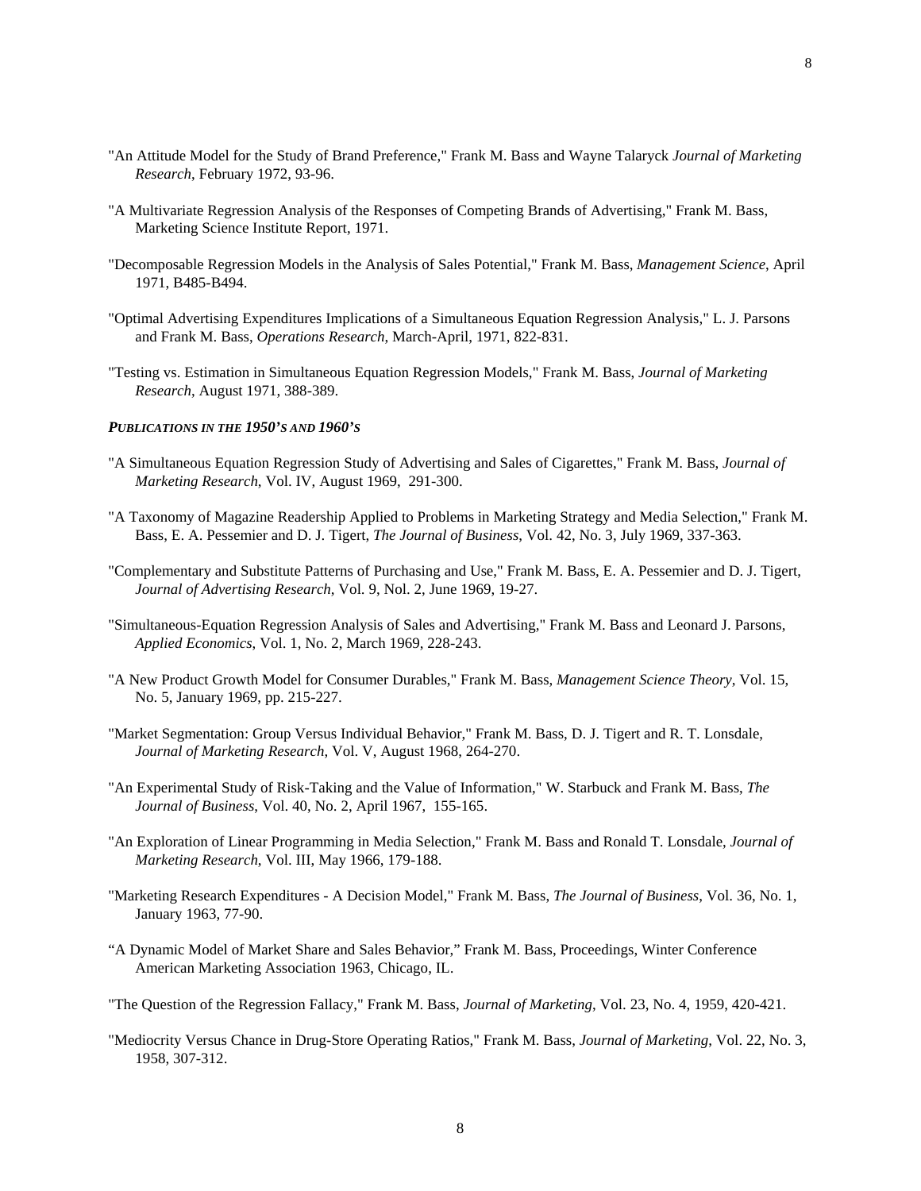"An Attitude Model for the Study of Brand Preference," Frank M. Bass and Wayne Talaryck *Journal of Marketing Research*, February 1972, 93-96.

"A Multivariate Regression Analysis of the Responses of Competing Brands of Advertising," Frank M. Bass, Marketing Science Institute Report, 1971.

"Decomposable Regression Models in the Analysis of Sales Potential," Frank M. Bass, *Management Science*, April 1971, B485-B494.

"Optimal Advertising Expenditures Implications of a Simultaneous Equation Regression Analysis," L. J. Parsons and Frank M. Bass, *Operations Research*, March-April, 1971, 822-831.

"Testing vs. Estimation in Simultaneous Equation Regression Models," Frank M. Bass, *Journal of Marketing Research*, August 1971, 388-389.

***PUBLICATIONS IN THE 1950'S AND 1960'S***

"A Simultaneous Equation Regression Study of Advertising and Sales of Cigarettes," Frank M. Bass, *Journal of Marketing Research*, Vol. IV, August 1969, 291-300.

"A Taxonomy of Magazine Readership Applied to Problems in Marketing Strategy and Media Selection," Frank M. Bass, E. A. Pessemier and D. J. Tigert, *The Journal of Business*, Vol. 42, No. 3, July 1969, 337-363.

"Complementary and Substitute Patterns of Purchasing and Use," Frank M. Bass, E. A. Pessemier and D. J. Tigert, *Journal of Advertising Research*, Vol. 9, Nol. 2, June 1969, 19-27.

"Simultaneous-Equation Regression Analysis of Sales and Advertising," Frank M. Bass and Leonard J. Parsons, *Applied Economics*, Vol. 1, No. 2, March 1969, 228-243.

"A New Product Growth Model for Consumer Durables," Frank M. Bass, *Management Science Theory*, Vol. 15, No. 5, January 1969, pp. 215-227.

"Market Segmentation: Group Versus Individual Behavior," Frank M. Bass, D. J. Tigert and R. T. Lonsdale, *Journal of Marketing Research*, Vol. V, August 1968, 264-270.

"An Experimental Study of Risk-Taking and the Value of Information," W. Starbuck and Frank M. Bass, *The Journal of Business*, Vol. 40, No. 2, April 1967, 155-165.

"An Exploration of Linear Programming in Media Selection," Frank M. Bass and Ronald T. Lonsdale, *Journal of Marketing Research*, Vol. III, May 1966, 179-188.

"Marketing Research Expenditures - A Decision Model," Frank M. Bass, *The Journal of Business*, Vol. 36, No. 1, January 1963, 77-90.

"A Dynamic Model of Market Share and Sales Behavior," Frank M. Bass, Proceedings, Winter Conference American Marketing Association 1963, Chicago, IL.

"The Question of the Regression Fallacy," Frank M. Bass, *Journal of Marketing*, Vol. 23, No. 4, 1959, 420-421.

"Mediocrity Versus Chance in Drug-Store Operating Ratios," Frank M. Bass, *Journal of Marketing*, Vol. 22, No. 3, 1958, 307-312.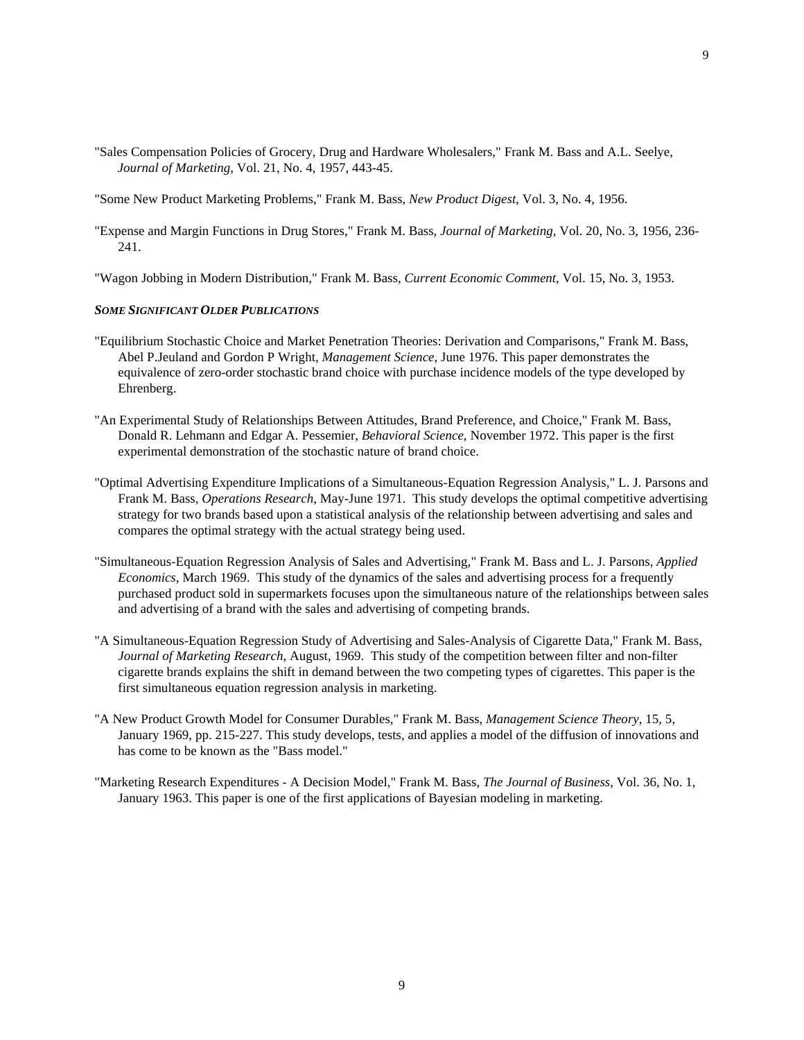"Sales Compensation Policies of Grocery, Drug and Hardware Wholesalers," Frank M. Bass and A.L. Seelye, *Journal of Marketing*, Vol. 21, No. 4, 1957, 443-45.

"Some New Product Marketing Problems," Frank M. Bass, *New Product Digest*, Vol. 3, No. 4, 1956.

"Expense and Margin Functions in Drug Stores," Frank M. Bass, *Journal of Marketing*, Vol. 20, No. 3, 1956, 236-241.

"Wagon Jobbing in Modern Distribution," Frank M. Bass, *Current Economic Comment*, Vol. 15, No. 3, 1953.

***SOME SIGNIFICANT OLDER PUBLICATIONS***

"Equilibrium Stochastic Choice and Market Penetration Theories: Derivation and Comparisons," Frank M. Bass, Abel P.Jeuland and Gordon P Wright, *Management Science*, June 1976. This paper demonstrates the equivalence of zero-order stochastic brand choice with purchase incidence models of the type developed by Ehrenberg.

"An Experimental Study of Relationships Between Attitudes, Brand Preference, and Choice," Frank M. Bass, Donald R. Lehmann and Edgar A. Pessemier, *Behavioral Science*, November 1972. This paper is the first experimental demonstration of the stochastic nature of brand choice.

"Optimal Advertising Expenditure Implications of a Simultaneous-Equation Regression Analysis," L. J. Parsons and Frank M. Bass, *Operations Research*, May-June 1971. This study develops the optimal competitive advertising strategy for two brands based upon a statistical analysis of the relationship between advertising and sales and compares the optimal strategy with the actual strategy being used.

"Simultaneous-Equation Regression Analysis of Sales and Advertising," Frank M. Bass and L. J. Parsons, *Applied Economics*, March 1969. This study of the dynamics of the sales and advertising process for a frequently purchased product sold in supermarkets focuses upon the simultaneous nature of the relationships between sales and advertising of a brand with the sales and advertising of competing brands.

"A Simultaneous-Equation Regression Study of Advertising and Sales-Analysis of Cigarette Data," Frank M. Bass, *Journal of Marketing Research*, August, 1969. This study of the competition between filter and non-filter cigarette brands explains the shift in demand between the two competing types of cigarettes. This paper is the first simultaneous equation regression analysis in marketing.

"A New Product Growth Model for Consumer Durables," Frank M. Bass, *Management Science Theory*, 15, 5, January 1969, pp. 215-227. This study develops, tests, and applies a model of the diffusion of innovations and has come to be known as the "Bass model."

"Marketing Research Expenditures - A Decision Model," Frank M. Bass, *The Journal of Business*, Vol. 36, No. 1, January 1963. This paper is one of the first applications of Bayesian modeling in marketing.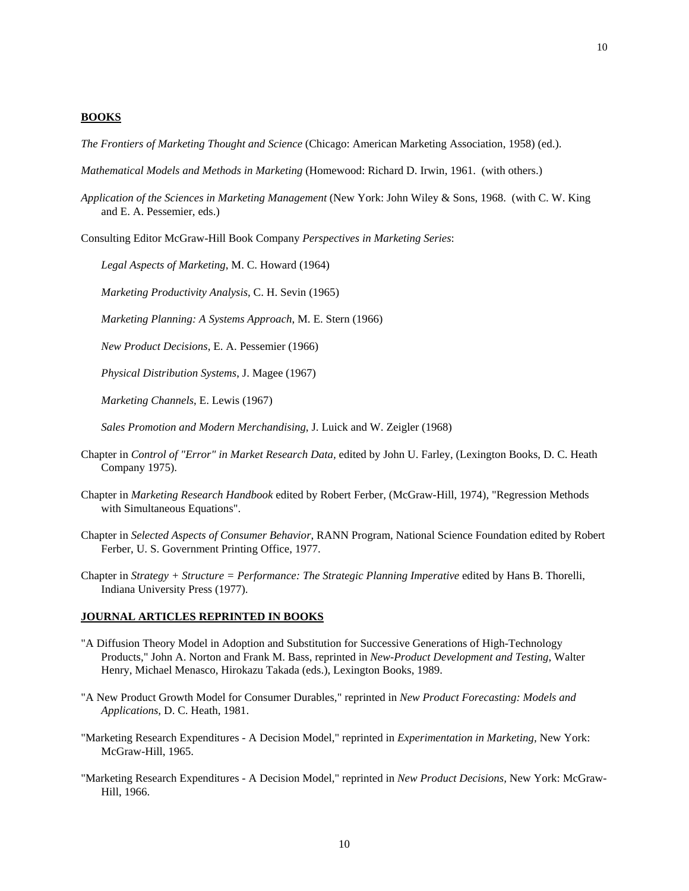## BOOKS

*The Frontiers of Marketing Thought and Science* (Chicago: American Marketing Association, 1958) (ed.).

*Mathematical Models and Methods in Marketing* (Homewood: Richard D. Irwin, 1961. (with others.)

*Application of the Sciences in Marketing Management* (New York: John Wiley & Sons, 1968. (with C. W. King and E. A. Pessemier, eds.)

Consulting Editor McGraw-Hill Book Company *Perspectives in Marketing Series*:

*Legal Aspects of Marketing*, M. C. Howard (1964)

*Marketing Productivity Analysis*, C. H. Sevin (1965)

*Marketing Planning: A Systems Approach*, M. E. Stern (1966)

*New Product Decisions*, E. A. Pessemier (1966)

*Physical Distribution Systems*, J. Magee (1967)

*Marketing Channels*, E. Lewis (1967)

*Sales Promotion and Modern Merchandising*, J. Luick and W. Zeigler (1968)

Chapter in *Control of "Error" in Market Research Data*, edited by John U. Farley, (Lexington Books, D. C. Heath Company 1975).

Chapter in *Marketing Research Handbook* edited by Robert Ferber, (McGraw-Hill, 1974), "Regression Methods with Simultaneous Equations".

Chapter in *Selected Aspects of Consumer Behavior*, RANN Program, National Science Foundation edited by Robert Ferber, U. S. Government Printing Office, 1977.

Chapter in *Strategy + Structure = Performance: The Strategic Planning Imperative* edited by Hans B. Thorelli, Indiana University Press (1977).

## JOURNAL ARTICLES REPRINTED IN BOOKS

"A Diffusion Theory Model in Adoption and Substitution for Successive Generations of High-Technology Products," John A. Norton and Frank M. Bass, reprinted in *New-Product Development and Testing*, Walter Henry, Michael Menasco, Hirokazu Takada (eds.), Lexington Books, 1989.

"A New Product Growth Model for Consumer Durables," reprinted in *New Product Forecasting: Models and Applications*, D. C. Heath, 1981.

"Marketing Research Expenditures - A Decision Model," reprinted in *Experimentation in Marketing*, New York: McGraw-Hill, 1965.

"Marketing Research Expenditures - A Decision Model," reprinted in *New Product Decisions*, New York: McGraw-Hill, 1966.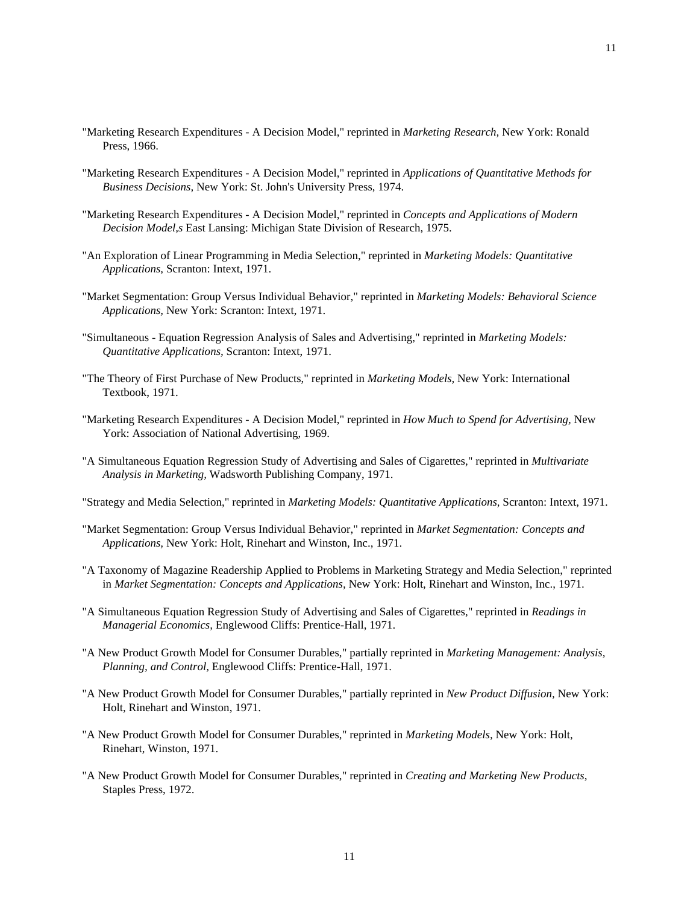"Marketing Research Expenditures - A Decision Model," reprinted in *Marketing Research,* New York: Ronald Press, 1966.

"Marketing Research Expenditures - A Decision Model," reprinted in *Applications of Quantitative Methods for Business Decisions,* New York: St. John's University Press, 1974.

"Marketing Research Expenditures - A Decision Model," reprinted in *Concepts and Applications of Modern Decision Model,s* East Lansing: Michigan State Division of Research, 1975.

"An Exploration of Linear Programming in Media Selection," reprinted in *Marketing Models: Quantitative Applications,* Scranton: Intext, 1971.

"Market Segmentation: Group Versus Individual Behavior," reprinted in *Marketing Models: Behavioral Science Applications,* New York: Scranton: Intext, 1971.

"Simultaneous - Equation Regression Analysis of Sales and Advertising," reprinted in *Marketing Models: Quantitative Applications,* Scranton: Intext, 1971.

"The Theory of First Purchase of New Products," reprinted in *Marketing Models,* New York: International Textbook, 1971.

"Marketing Research Expenditures - A Decision Model," reprinted in *How Much to Spend for Advertising,* New York: Association of National Advertising, 1969.

"A Simultaneous Equation Regression Study of Advertising and Sales of Cigarettes," reprinted in *Multivariate Analysis in Marketing*, Wadsworth Publishing Company, 1971.

"Strategy and Media Selection," reprinted in *Marketing Models: Quantitative Applications,* Scranton: Intext, 1971.

"Market Segmentation: Group Versus Individual Behavior," reprinted in *Market Segmentation: Concepts and Applications,* New York: Holt, Rinehart and Winston, Inc., 1971.

"A Taxonomy of Magazine Readership Applied to Problems in Marketing Strategy and Media Selection," reprinted in *Market Segmentation: Concepts and Applications,* New York: Holt, Rinehart and Winston, Inc., 1971.

"A Simultaneous Equation Regression Study of Advertising and Sales of Cigarettes," reprinted in *Readings in Managerial Economics,* Englewood Cliffs: Prentice-Hall, 1971.

"A New Product Growth Model for Consumer Durables," partially reprinted in *Marketing Management: Analysis, Planning, and Control,* Englewood Cliffs: Prentice-Hall, 1971.

"A New Product Growth Model for Consumer Durables," partially reprinted in *New Product Diffusion*, New York: Holt, Rinehart and Winston, 1971.

"A New Product Growth Model for Consumer Durables," reprinted in *Marketing Models*, New York: Holt, Rinehart, Winston, 1971.

"A New Product Growth Model for Consumer Durables," reprinted in *Creating and Marketing New Products*, Staples Press, 1972.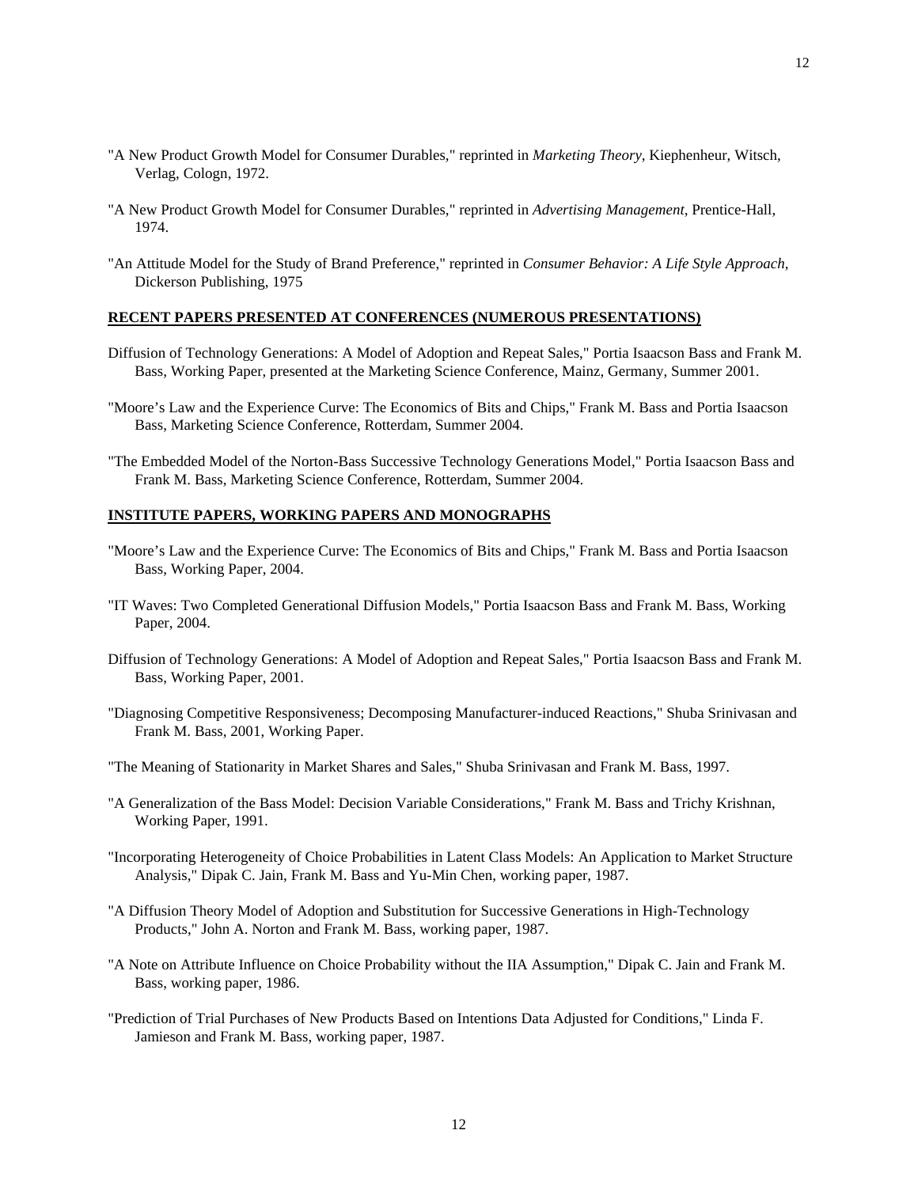"A New Product Growth Model for Consumer Durables," reprinted in *Marketing Theory*, Kiephenheur, Witsch, Verlag, Cologn, 1972.

"A New Product Growth Model for Consumer Durables," reprinted in *Advertising Management*, Prentice-Hall, 1974.

"An Attitude Model for the Study of Brand Preference," reprinted in *Consumer Behavior: A Life Style Approach*, Dickerson Publishing, 1975

## RECENT PAPERS PRESENTED AT CONFERENCES (NUMEROUS PRESENTATIONS)

Diffusion of Technology Generations: A Model of Adoption and Repeat Sales," Portia Isaacson Bass and Frank M. Bass, Working Paper, presented at the Marketing Science Conference, Mainz, Germany, Summer 2001.

"Moore's Law and the Experience Curve: The Economics of Bits and Chips," Frank M. Bass and Portia Isaacson Bass, Marketing Science Conference, Rotterdam, Summer 2004.

"The Embedded Model of the Norton-Bass Successive Technology Generations Model," Portia Isaacson Bass and Frank M. Bass, Marketing Science Conference, Rotterdam, Summer 2004.

## INSTITUTE PAPERS, WORKING PAPERS AND MONOGRAPHS

"Moore's Law and the Experience Curve: The Economics of Bits and Chips," Frank M. Bass and Portia Isaacson Bass, Working Paper, 2004.

"IT Waves: Two Completed Generational Diffusion Models," Portia Isaacson Bass and Frank M. Bass, Working Paper, 2004.

Diffusion of Technology Generations: A Model of Adoption and Repeat Sales," Portia Isaacson Bass and Frank M. Bass, Working Paper, 2001.

"Diagnosing Competitive Responsiveness; Decomposing Manufacturer-induced Reactions," Shuba Srinivasan and Frank M. Bass, 2001, Working Paper.

"The Meaning of Stationarity in Market Shares and Sales," Shuba Srinivasan and Frank M. Bass, 1997.

"A Generalization of the Bass Model: Decision Variable Considerations," Frank M. Bass and Trichy Krishnan, Working Paper, 1991.

"Incorporating Heterogeneity of Choice Probabilities in Latent Class Models: An Application to Market Structure Analysis," Dipak C. Jain, Frank M. Bass and Yu-Min Chen, working paper, 1987.

"A Diffusion Theory Model of Adoption and Substitution for Successive Generations in High-Technology Products," John A. Norton and Frank M. Bass, working paper, 1987.

"A Note on Attribute Influence on Choice Probability without the IIA Assumption," Dipak C. Jain and Frank M. Bass, working paper, 1986.

"Prediction of Trial Purchases of New Products Based on Intentions Data Adjusted for Conditions," Linda F. Jamieson and Frank M. Bass, working paper, 1987.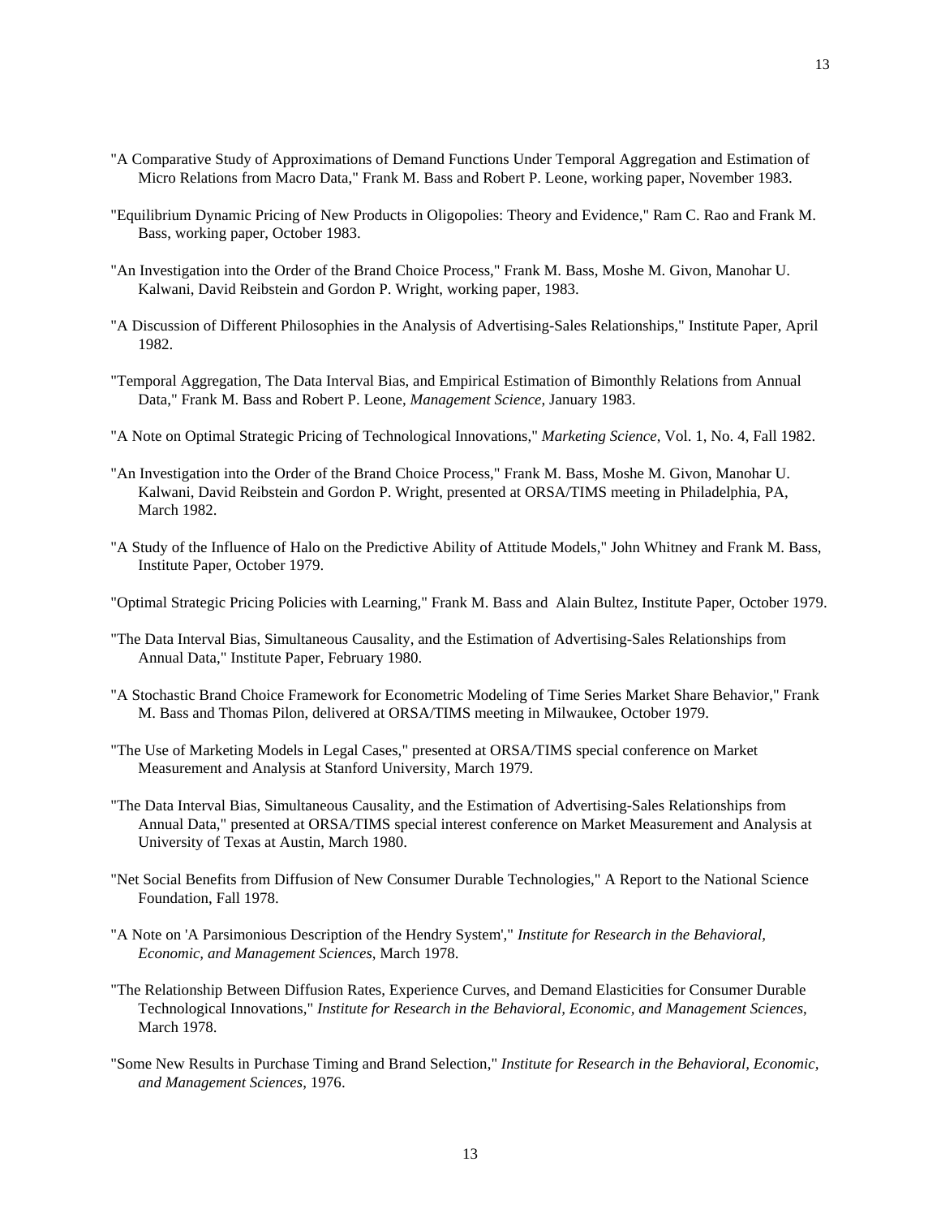"A Comparative Study of Approximations of Demand Functions Under Temporal Aggregation and Estimation of Micro Relations from Macro Data," Frank M. Bass and Robert P. Leone, working paper, November 1983.

"Equilibrium Dynamic Pricing of New Products in Oligopolies: Theory and Evidence," Ram C. Rao and Frank M. Bass, working paper, October 1983.

"An Investigation into the Order of the Brand Choice Process," Frank M. Bass, Moshe M. Givon, Manohar U. Kalwani, David Reibstein and Gordon P. Wright, working paper, 1983.

"A Discussion of Different Philosophies in the Analysis of Advertising-Sales Relationships," Institute Paper, April 1982.

"Temporal Aggregation, The Data Interval Bias, and Empirical Estimation of Bimonthly Relations from Annual Data," Frank M. Bass and Robert P. Leone, *Management Science*, January 1983.

"A Note on Optimal Strategic Pricing of Technological Innovations," *Marketing Science*, Vol. 1, No. 4, Fall 1982.

"An Investigation into the Order of the Brand Choice Process," Frank M. Bass, Moshe M. Givon, Manohar U. Kalwani, David Reibstein and Gordon P. Wright, presented at ORSA/TIMS meeting in Philadelphia, PA, March 1982.

"A Study of the Influence of Halo on the Predictive Ability of Attitude Models," John Whitney and Frank M. Bass, Institute Paper, October 1979.

"Optimal Strategic Pricing Policies with Learning," Frank M. Bass and Alain Bultez, Institute Paper, October 1979.

"The Data Interval Bias, Simultaneous Causality, and the Estimation of Advertising-Sales Relationships from Annual Data," Institute Paper, February 1980.

"A Stochastic Brand Choice Framework for Econometric Modeling of Time Series Market Share Behavior," Frank M. Bass and Thomas Pilon, delivered at ORSA/TIMS meeting in Milwaukee, October 1979.

"The Use of Marketing Models in Legal Cases," presented at ORSA/TIMS special conference on Market Measurement and Analysis at Stanford University, March 1979.

"The Data Interval Bias, Simultaneous Causality, and the Estimation of Advertising-Sales Relationships from Annual Data," presented at ORSA/TIMS special interest conference on Market Measurement and Analysis at University of Texas at Austin, March 1980.

"Net Social Benefits from Diffusion of New Consumer Durable Technologies," A Report to the National Science Foundation, Fall 1978.

"A Note on 'A Parsimonious Description of the Hendry System'," *Institute for Research in the Behavioral, Economic, and Management Sciences*, March 1978.

"The Relationship Between Diffusion Rates, Experience Curves, and Demand Elasticities for Consumer Durable Technological Innovations," *Institute for Research in the Behavioral, Economic, and Management Sciences*, March 1978.

"Some New Results in Purchase Timing and Brand Selection," *Institute for Research in the Behavioral, Economic, and Management Sciences*, 1976.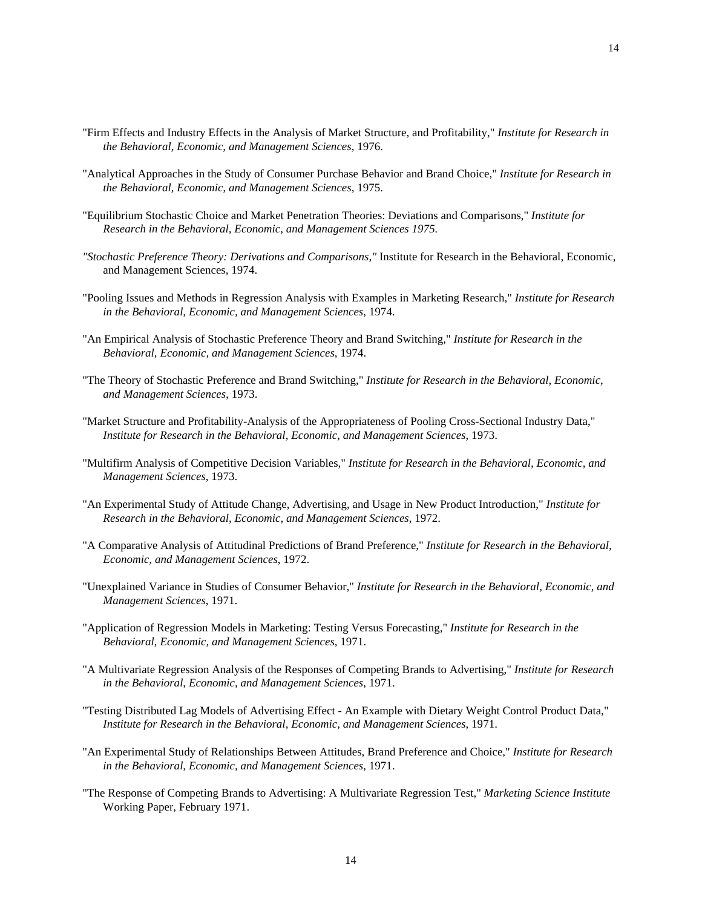"Firm Effects and Industry Effects in the Analysis of Market Structure, and Profitability," *Institute for Research in the Behavioral, Economic, and Management Sciences*, 1976.

"Analytical Approaches in the Study of Consumer Purchase Behavior and Brand Choice," *Institute for Research in the Behavioral, Economic, and Management Sciences*, 1975.

"Equilibrium Stochastic Choice and Market Penetration Theories: Deviations and Comparisons," *Institute for Research in the Behavioral, Economic, and Management Sciences 1975.*

*"Stochastic Preference Theory: Derivations and Comparisons,"* Institute for Research in the Behavioral, Economic, and Management Sciences, 1974.

"Pooling Issues and Methods in Regression Analysis with Examples in Marketing Research," *Institute for Research in the Behavioral, Economic, and Management Sciences*, 1974.

"An Empirical Analysis of Stochastic Preference Theory and Brand Switching," *Institute for Research in the Behavioral, Economic, and Management Sciences*, 1974.

"The Theory of Stochastic Preference and Brand Switching," *Institute for Research in the Behavioral, Economic, and Management Sciences*, 1973.

"Market Structure and Profitability-Analysis of the Appropriateness of Pooling Cross-Sectional Industry Data," *Institute for Research in the Behavioral, Economic, and Management Sciences*, 1973.

"Multifirm Analysis of Competitive Decision Variables," *Institute for Research in the Behavioral, Economic, and Management Sciences*, 1973.

"An Experimental Study of Attitude Change, Advertising, and Usage in New Product Introduction," *Institute for Research in the Behavioral, Economic, and Management Sciences*, 1972.

"A Comparative Analysis of Attitudinal Predictions of Brand Preference," *Institute for Research in the Behavioral, Economic, and Management Sciences*, 1972.

"Unexplained Variance in Studies of Consumer Behavior," *Institute for Research in the Behavioral, Economic, and Management Sciences*, 1971.

"Application of Regression Models in Marketing: Testing Versus Forecasting," *Institute for Research in the Behavioral, Economic, and Management Sciences*, 1971.

"A Multivariate Regression Analysis of the Responses of Competing Brands to Advertising," *Institute for Research in the Behavioral, Economic, and Management Sciences*, 1971.

"Testing Distributed Lag Models of Advertising Effect - An Example with Dietary Weight Control Product Data," *Institute for Research in the Behavioral, Economic, and Management Sciences*, 1971.

"An Experimental Study of Relationships Between Attitudes, Brand Preference and Choice," *Institute for Research in the Behavioral, Economic, and Management Sciences*, 1971.

"The Response of Competing Brands to Advertising: A Multivariate Regression Test," *Marketing Science Institute* Working Paper, February 1971.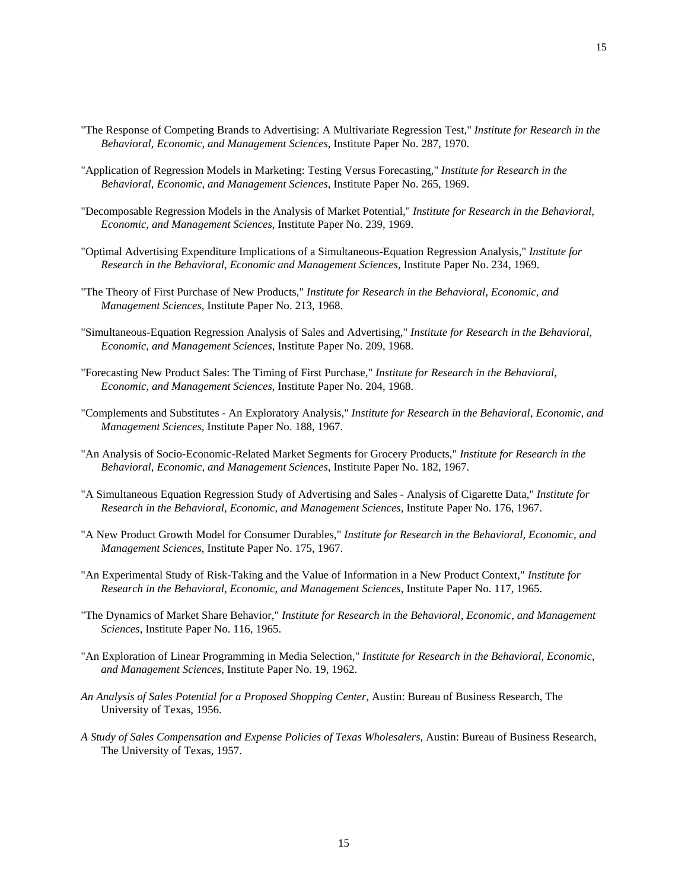"The Response of Competing Brands to Advertising: A Multivariate Regression Test," *Institute for Research in the Behavioral, Economic, and Management Sciences*, Institute Paper No. 287, 1970.

"Application of Regression Models in Marketing: Testing Versus Forecasting," *Institute for Research in the Behavioral, Economic, and Management Sciences*, Institute Paper No. 265, 1969.

"Decomposable Regression Models in the Analysis of Market Potential," *Institute for Research in the Behavioral, Economic, and Management Sciences*, Institute Paper No. 239, 1969.

"Optimal Advertising Expenditure Implications of a Simultaneous-Equation Regression Analysis," *Institute for Research in the Behavioral, Economic and Management Sciences*, Institute Paper No. 234, 1969.

"The Theory of First Purchase of New Products," *Institute for Research in the Behavioral, Economic, and Management Sciences*, Institute Paper No. 213, 1968.

"Simultaneous-Equation Regression Analysis of Sales and Advertising," *Institute for Research in the Behavioral, Economic, and Management Sciences*, Institute Paper No. 209, 1968.

"Forecasting New Product Sales: The Timing of First Purchase," *Institute for Research in the Behavioral, Economic, and Management Sciences*, Institute Paper No. 204, 1968.

"Complements and Substitutes - An Exploratory Analysis," *Institute for Research in the Behavioral, Economic, and Management Sciences*, Institute Paper No. 188, 1967.

"An Analysis of Socio-Economic-Related Market Segments for Grocery Products," *Institute for Research in the Behavioral, Economic, and Management Sciences*, Institute Paper No. 182, 1967.

"A Simultaneous Equation Regression Study of Advertising and Sales - Analysis of Cigarette Data," *Institute for Research in the Behavioral, Economic, and Management Sciences*, Institute Paper No. 176, 1967.

"A New Product Growth Model for Consumer Durables," *Institute for Research in the Behavioral, Economic, and Management Sciences*, Institute Paper No. 175, 1967.

"An Experimental Study of Risk-Taking and the Value of Information in a New Product Context," *Institute for Research in the Behavioral, Economic, and Management Sciences*, Institute Paper No. 117, 1965.

"The Dynamics of Market Share Behavior," *Institute for Research in the Behavioral, Economic, and Management Sciences*, Institute Paper No. 116, 1965.

"An Exploration of Linear Programming in Media Selection," *Institute for Research in the Behavioral, Economic, and Management Sciences*, Institute Paper No. 19, 1962.

*An Analysis of Sales Potential for a Proposed Shopping Center*, Austin: Bureau of Business Research, The University of Texas, 1956.

*A Study of Sales Compensation and Expense Policies of Texas Wholesalers*, Austin: Bureau of Business Research, The University of Texas, 1957.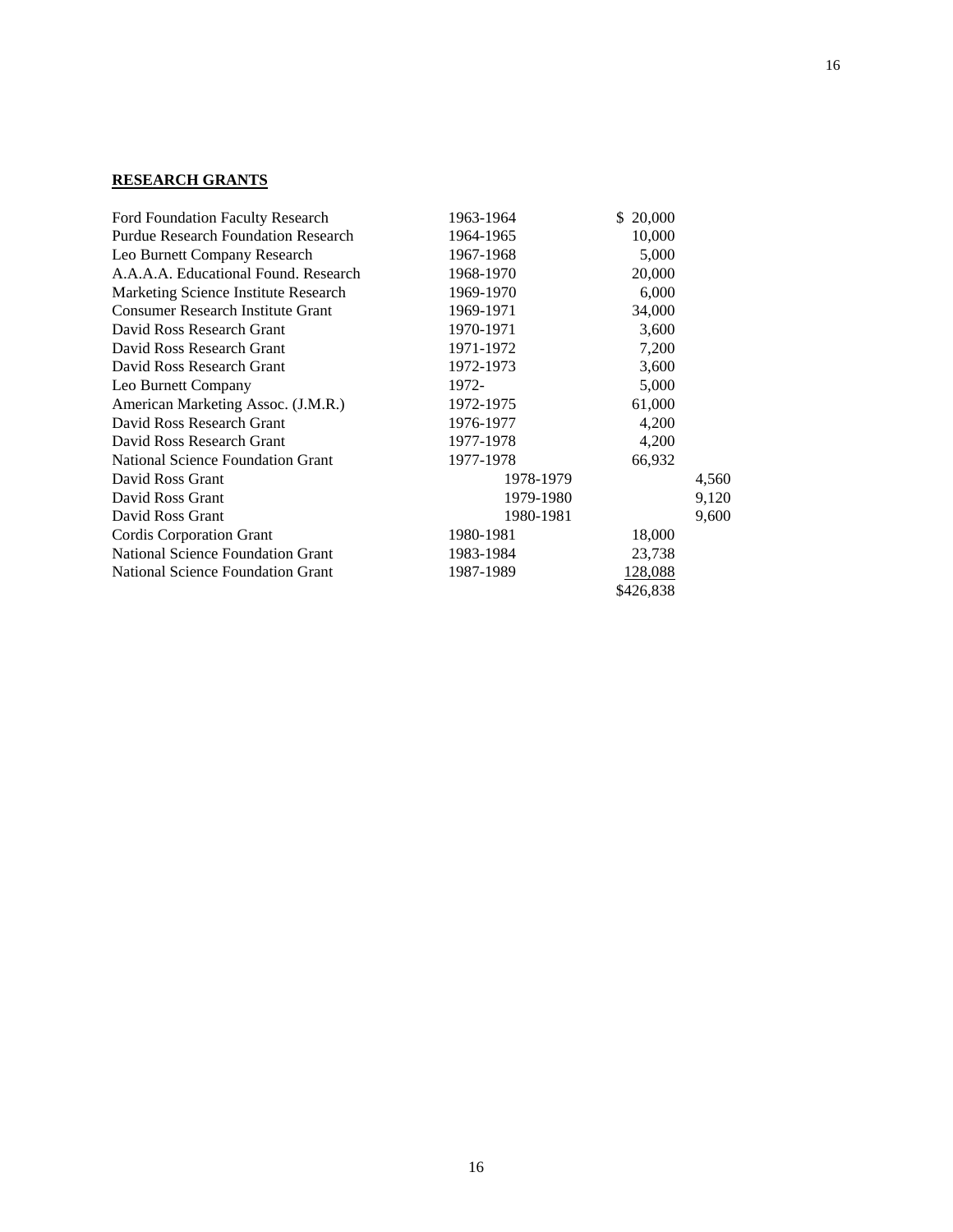**RESEARCH GRANTS**

| | | | |
|---|---|---|---|
| Ford Foundation Faculty Research | 1963-1964 | $ 20,000 | |
| Purdue Research Foundation Research | 1964-1965 | 10,000 | |
| Leo Burnett Company Research | 1967-1968 | 5,000 | |
| A.A.A.A. Educational Found. Research | 1968-1970 | 20,000 | |
| Marketing Science Institute Research | 1969-1970 | 6,000 | |
| Consumer Research Institute Grant | 1969-1971 | 34,000 | |
| David Ross Research Grant | 1970-1971 | 3,600 | |
| David Ross Research Grant | 1971-1972 | 7,200 | |
| David Ross Research Grant | 1972-1973 | 3,600 | |
| Leo Burnett Company | 1972- | 5,000 | |
| American Marketing Assoc. (J.M.R.) | 1972-1975 | 61,000 | |
| David Ross Research Grant | 1976-1977 | 4,200 | |
| David Ross Research Grant | 1977-1978 | 4,200 | |
| National Science Foundation Grant | 1977-1978 | 66,932 | |
| David Ross Grant | 1978-1979 | | 4,560 |
| David Ross Grant | 1979-1980 | | 9,120 |
| David Ross Grant | 1980-1981 | | 9,600 |
| Cordis Corporation Grant | 1980-1981 | 18,000 | |
| National Science Foundation Grant | 1983-1984 | 23,738 | |
| National Science Foundation Grant | 1987-1989 | 128,088 | |
| | | $426,838 | |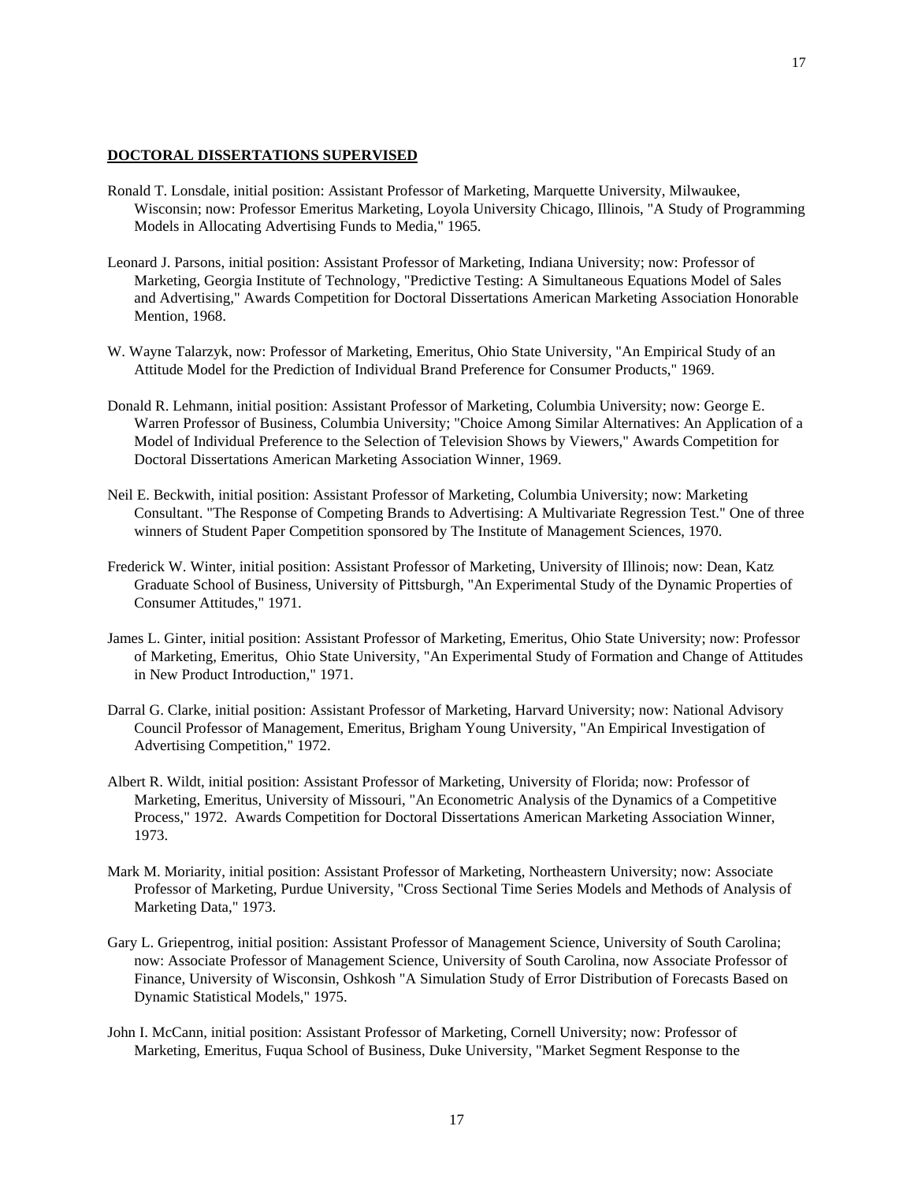## DOCTORAL DISSERTATIONS SUPERVISED

Ronald T. Lonsdale, initial position: Assistant Professor of Marketing, Marquette University, Milwaukee, Wisconsin; now: Professor Emeritus Marketing, Loyola University Chicago, Illinois, "A Study of Programming Models in Allocating Advertising Funds to Media," 1965.

Leonard J. Parsons, initial position: Assistant Professor of Marketing, Indiana University; now: Professor of Marketing, Georgia Institute of Technology, "Predictive Testing: A Simultaneous Equations Model of Sales and Advertising," Awards Competition for Doctoral Dissertations American Marketing Association Honorable Mention, 1968.

W. Wayne Talarzyk, now: Professor of Marketing, Emeritus, Ohio State University, "An Empirical Study of an Attitude Model for the Prediction of Individual Brand Preference for Consumer Products," 1969.

Donald R. Lehmann, initial position: Assistant Professor of Marketing, Columbia University; now: George E. Warren Professor of Business, Columbia University; "Choice Among Similar Alternatives: An Application of a Model of Individual Preference to the Selection of Television Shows by Viewers," Awards Competition for Doctoral Dissertations American Marketing Association Winner, 1969.

Neil E. Beckwith, initial position: Assistant Professor of Marketing, Columbia University; now: Marketing Consultant. "The Response of Competing Brands to Advertising: A Multivariate Regression Test." One of three winners of Student Paper Competition sponsored by The Institute of Management Sciences, 1970.

Frederick W. Winter, initial position: Assistant Professor of Marketing, University of Illinois; now: Dean, Katz Graduate School of Business, University of Pittsburgh, "An Experimental Study of the Dynamic Properties of Consumer Attitudes," 1971.

James L. Ginter, initial position: Assistant Professor of Marketing, Emeritus, Ohio State University; now: Professor of Marketing, Emeritus, Ohio State University, "An Experimental Study of Formation and Change of Attitudes in New Product Introduction," 1971.

Darral G. Clarke, initial position: Assistant Professor of Marketing, Harvard University; now: National Advisory Council Professor of Management, Emeritus, Brigham Young University, "An Empirical Investigation of Advertising Competition," 1972.

Albert R. Wildt, initial position: Assistant Professor of Marketing, University of Florida; now: Professor of Marketing, Emeritus, University of Missouri, "An Econometric Analysis of the Dynamics of a Competitive Process," 1972. Awards Competition for Doctoral Dissertations American Marketing Association Winner, 1973.

Mark M. Moriarity, initial position: Assistant Professor of Marketing, Northeastern University; now: Associate Professor of Marketing, Purdue University, "Cross Sectional Time Series Models and Methods of Analysis of Marketing Data," 1973.

Gary L. Griepentrog, initial position: Assistant Professor of Management Science, University of South Carolina; now: Associate Professor of Management Science, University of South Carolina, now Associate Professor of Finance, University of Wisconsin, Oshkosh "A Simulation Study of Error Distribution of Forecasts Based on Dynamic Statistical Models," 1975.

John I. McCann, initial position: Assistant Professor of Marketing, Cornell University; now: Professor of Marketing, Emeritus, Fuqua School of Business, Duke University, "Market Segment Response to the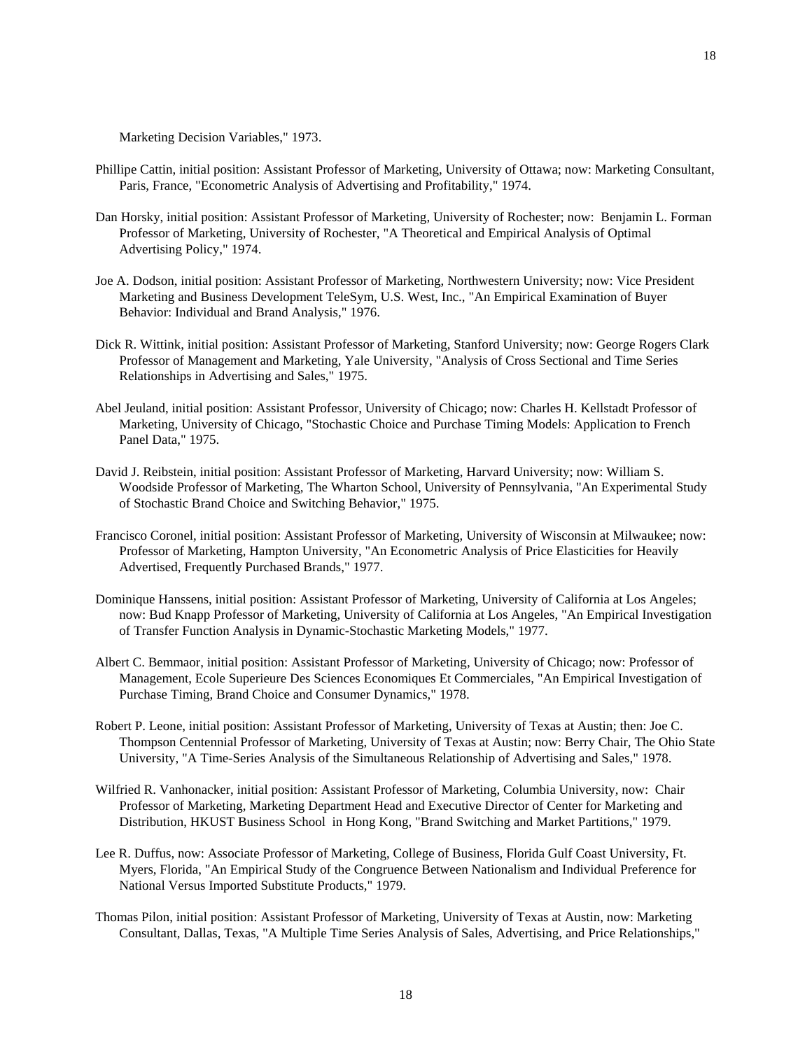Marketing Decision Variables," 1973.

Phillipe Cattin, initial position: Assistant Professor of Marketing, University of Ottawa; now: Marketing Consultant, Paris, France, "Econometric Analysis of Advertising and Profitability," 1974.

Dan Horsky, initial position: Assistant Professor of Marketing, University of Rochester; now: Benjamin L. Forman Professor of Marketing, University of Rochester, "A Theoretical and Empirical Analysis of Optimal Advertising Policy," 1974.

Joe A. Dodson, initial position: Assistant Professor of Marketing, Northwestern University; now: Vice President Marketing and Business Development TeleSym, U.S. West, Inc., "An Empirical Examination of Buyer Behavior: Individual and Brand Analysis," 1976.

Dick R. Wittink, initial position: Assistant Professor of Marketing, Stanford University; now: George Rogers Clark Professor of Management and Marketing, Yale University, "Analysis of Cross Sectional and Time Series Relationships in Advertising and Sales," 1975.

Abel Jeuland, initial position: Assistant Professor, University of Chicago; now: Charles H. Kellstadt Professor of Marketing, University of Chicago, "Stochastic Choice and Purchase Timing Models: Application to French Panel Data," 1975.

David J. Reibstein, initial position: Assistant Professor of Marketing, Harvard University; now: William S. Woodside Professor of Marketing, The Wharton School, University of Pennsylvania, "An Experimental Study of Stochastic Brand Choice and Switching Behavior," 1975.

Francisco Coronel, initial position: Assistant Professor of Marketing, University of Wisconsin at Milwaukee; now: Professor of Marketing, Hampton University, "An Econometric Analysis of Price Elasticities for Heavily Advertised, Frequently Purchased Brands," 1977.

Dominique Hanssens, initial position: Assistant Professor of Marketing, University of California at Los Angeles; now: Bud Knapp Professor of Marketing, University of California at Los Angeles, "An Empirical Investigation of Transfer Function Analysis in Dynamic-Stochastic Marketing Models," 1977.

Albert C. Bemmaor, initial position: Assistant Professor of Marketing, University of Chicago; now: Professor of Management, Ecole Superieure Des Sciences Economiques Et Commerciales, "An Empirical Investigation of Purchase Timing, Brand Choice and Consumer Dynamics," 1978.

Robert P. Leone, initial position: Assistant Professor of Marketing, University of Texas at Austin; then: Joe C. Thompson Centennial Professor of Marketing, University of Texas at Austin; now: Berry Chair, The Ohio State University, "A Time-Series Analysis of the Simultaneous Relationship of Advertising and Sales," 1978.

Wilfried R. Vanhonacker, initial position: Assistant Professor of Marketing, Columbia University, now: Chair Professor of Marketing, Marketing Department Head and Executive Director of Center for Marketing and Distribution, HKUST Business School in Hong Kong, "Brand Switching and Market Partitions," 1979.

Lee R. Duffus, now: Associate Professor of Marketing, College of Business, Florida Gulf Coast University, Ft. Myers, Florida, "An Empirical Study of the Congruence Between Nationalism and Individual Preference for National Versus Imported Substitute Products," 1979.

Thomas Pilon, initial position: Assistant Professor of Marketing, University of Texas at Austin, now: Marketing Consultant, Dallas, Texas, "A Multiple Time Series Analysis of Sales, Advertising, and Price Relationships,"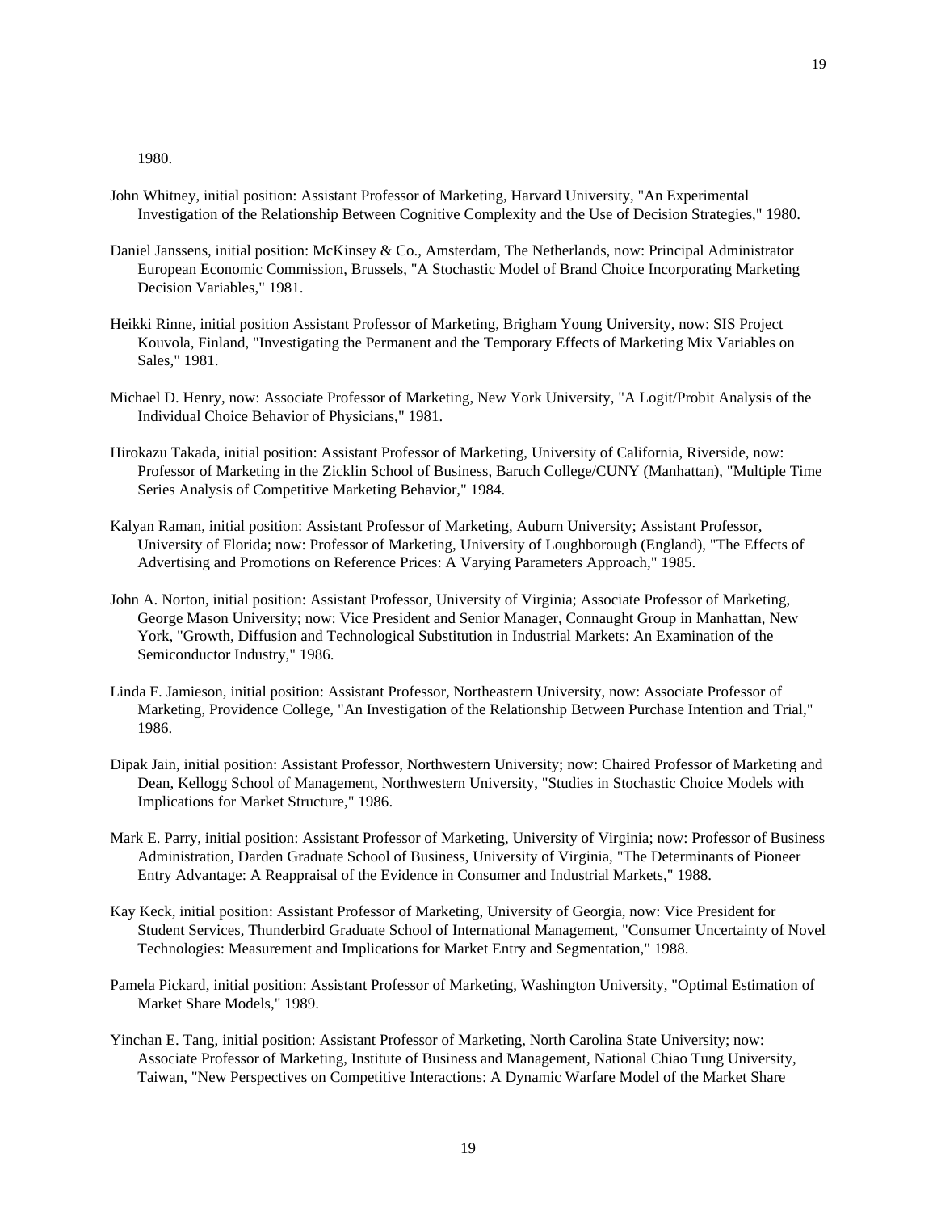1980.

John Whitney, initial position: Assistant Professor of Marketing, Harvard University, "An Experimental Investigation of the Relationship Between Cognitive Complexity and the Use of Decision Strategies," 1980.

Daniel Janssens, initial position: McKinsey & Co., Amsterdam, The Netherlands, now: Principal Administrator European Economic Commission, Brussels, "A Stochastic Model of Brand Choice Incorporating Marketing Decision Variables," 1981.

Heikki Rinne, initial position Assistant Professor of Marketing, Brigham Young University, now: SIS Project Kouvola, Finland, "Investigating the Permanent and the Temporary Effects of Marketing Mix Variables on Sales," 1981.

Michael D. Henry, now: Associate Professor of Marketing, New York University, "A Logit/Probit Analysis of the Individual Choice Behavior of Physicians," 1981.

Hirokazu Takada, initial position: Assistant Professor of Marketing, University of California, Riverside, now: Professor of Marketing in the Zicklin School of Business, Baruch College/CUNY (Manhattan), "Multiple Time Series Analysis of Competitive Marketing Behavior," 1984.

Kalyan Raman, initial position: Assistant Professor of Marketing, Auburn University; Assistant Professor, University of Florida; now: Professor of Marketing, University of Loughborough (England), "The Effects of Advertising and Promotions on Reference Prices: A Varying Parameters Approach," 1985.

John A. Norton, initial position: Assistant Professor, University of Virginia; Associate Professor of Marketing, George Mason University; now: Vice President and Senior Manager, Connaught Group in Manhattan, New York, "Growth, Diffusion and Technological Substitution in Industrial Markets: An Examination of the Semiconductor Industry," 1986.

Linda F. Jamieson, initial position: Assistant Professor, Northeastern University, now: Associate Professor of Marketing, Providence College, "An Investigation of the Relationship Between Purchase Intention and Trial," 1986.

Dipak Jain, initial position: Assistant Professor, Northwestern University; now: Chaired Professor of Marketing and Dean, Kellogg School of Management, Northwestern University, "Studies in Stochastic Choice Models with Implications for Market Structure," 1986.

Mark E. Parry, initial position: Assistant Professor of Marketing, University of Virginia; now: Professor of Business Administration, Darden Graduate School of Business, University of Virginia, "The Determinants of Pioneer Entry Advantage: A Reappraisal of the Evidence in Consumer and Industrial Markets," 1988.

Kay Keck, initial position: Assistant Professor of Marketing, University of Georgia, now: Vice President for Student Services, Thunderbird Graduate School of International Management, "Consumer Uncertainty of Novel Technologies: Measurement and Implications for Market Entry and Segmentation," 1988.

Pamela Pickard, initial position: Assistant Professor of Marketing, Washington University, "Optimal Estimation of Market Share Models," 1989.

Yinchan E. Tang, initial position: Assistant Professor of Marketing, North Carolina State University; now: Associate Professor of Marketing, Institute of Business and Management, National Chiao Tung University, Taiwan, "New Perspectives on Competitive Interactions: A Dynamic Warfare Model of the Market Share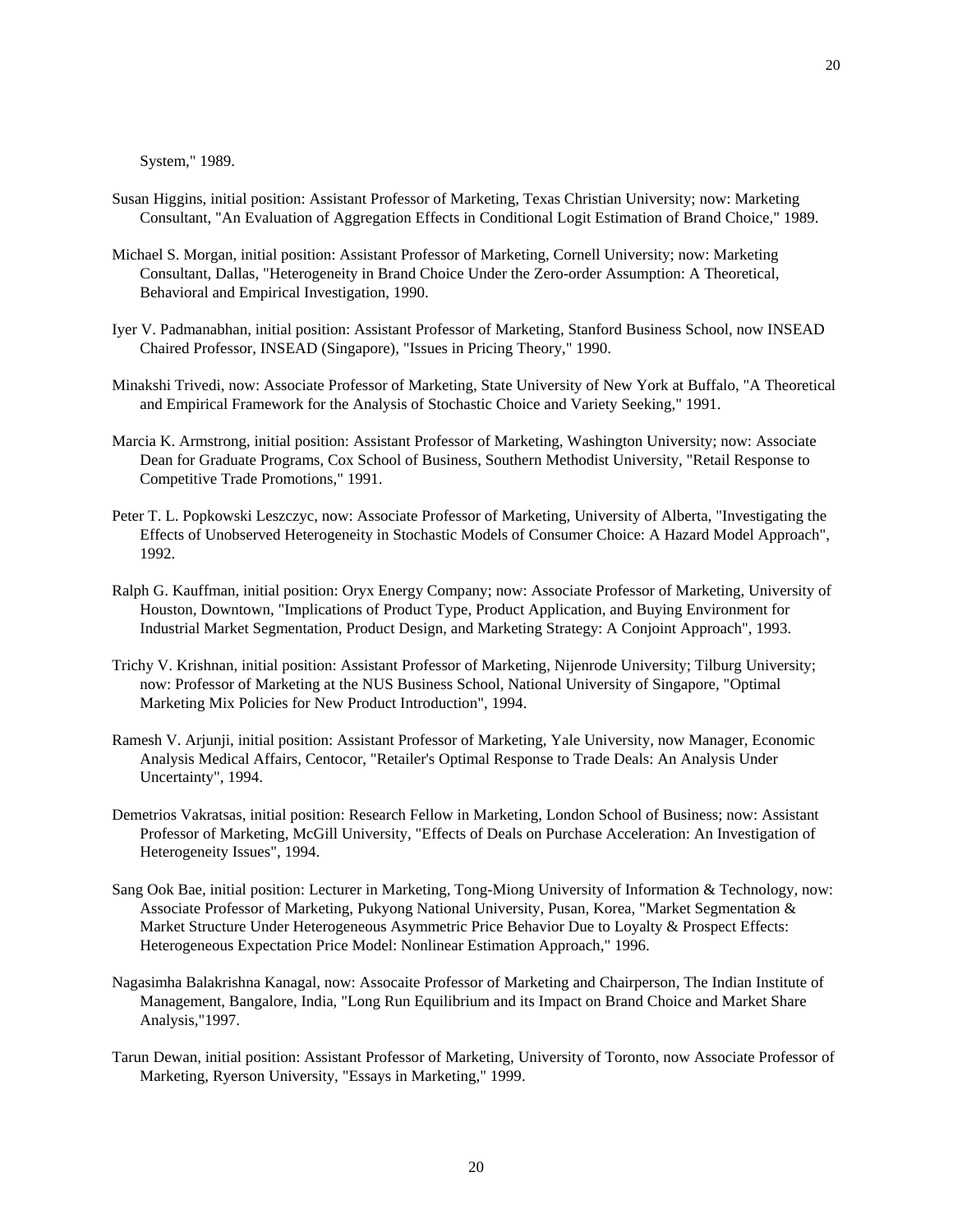System," 1989.

Susan Higgins, initial position: Assistant Professor of Marketing, Texas Christian University; now: Marketing Consultant, "An Evaluation of Aggregation Effects in Conditional Logit Estimation of Brand Choice," 1989.

Michael S. Morgan, initial position: Assistant Professor of Marketing, Cornell University; now: Marketing Consultant, Dallas, "Heterogeneity in Brand Choice Under the Zero-order Assumption: A Theoretical, Behavioral and Empirical Investigation, 1990.

Iyer V. Padmanabhan, initial position: Assistant Professor of Marketing, Stanford Business School, now INSEAD Chaired Professor, INSEAD (Singapore), "Issues in Pricing Theory," 1990.

Minakshi Trivedi, now: Associate Professor of Marketing, State University of New York at Buffalo, "A Theoretical and Empirical Framework for the Analysis of Stochastic Choice and Variety Seeking," 1991.

Marcia K. Armstrong, initial position: Assistant Professor of Marketing, Washington University; now: Associate Dean for Graduate Programs, Cox School of Business, Southern Methodist University, "Retail Response to Competitive Trade Promotions," 1991.

Peter T. L. Popkowski Leszczyc, now: Associate Professor of Marketing, University of Alberta, "Investigating the Effects of Unobserved Heterogeneity in Stochastic Models of Consumer Choice: A Hazard Model Approach", 1992.

Ralph G. Kauffman, initial position: Oryx Energy Company; now: Associate Professor of Marketing, University of Houston, Downtown, "Implications of Product Type, Product Application, and Buying Environment for Industrial Market Segmentation, Product Design, and Marketing Strategy: A Conjoint Approach", 1993.

Trichy V. Krishnan, initial position: Assistant Professor of Marketing, Nijenrode University; Tilburg University; now: Professor of Marketing at the NUS Business School, National University of Singapore, "Optimal Marketing Mix Policies for New Product Introduction", 1994.

Ramesh V. Arjunji, initial position: Assistant Professor of Marketing, Yale University, now Manager, Economic Analysis Medical Affairs, Centocor, "Retailer's Optimal Response to Trade Deals: An Analysis Under Uncertainty", 1994.

Demetrios Vakratsas, initial position: Research Fellow in Marketing, London School of Business; now: Assistant Professor of Marketing, McGill University, "Effects of Deals on Purchase Acceleration: An Investigation of Heterogeneity Issues", 1994.

Sang Ook Bae, initial position: Lecturer in Marketing, Tong-Miong University of Information & Technology, now: Associate Professor of Marketing, Pukyong National University, Pusan, Korea, "Market Segmentation & Market Structure Under Heterogeneous Asymmetric Price Behavior Due to Loyalty & Prospect Effects: Heterogeneous Expectation Price Model: Nonlinear Estimation Approach," 1996.

Nagasimha Balakrishna Kanagal, now: Assocaite Professor of Marketing and Chairperson, The Indian Institute of Management, Bangalore, India, "Long Run Equilibrium and its Impact on Brand Choice and Market Share Analysis,"1997.

Tarun Dewan, initial position: Assistant Professor of Marketing, University of Toronto, now Associate Professor of Marketing, Ryerson University, "Essays in Marketing," 1999.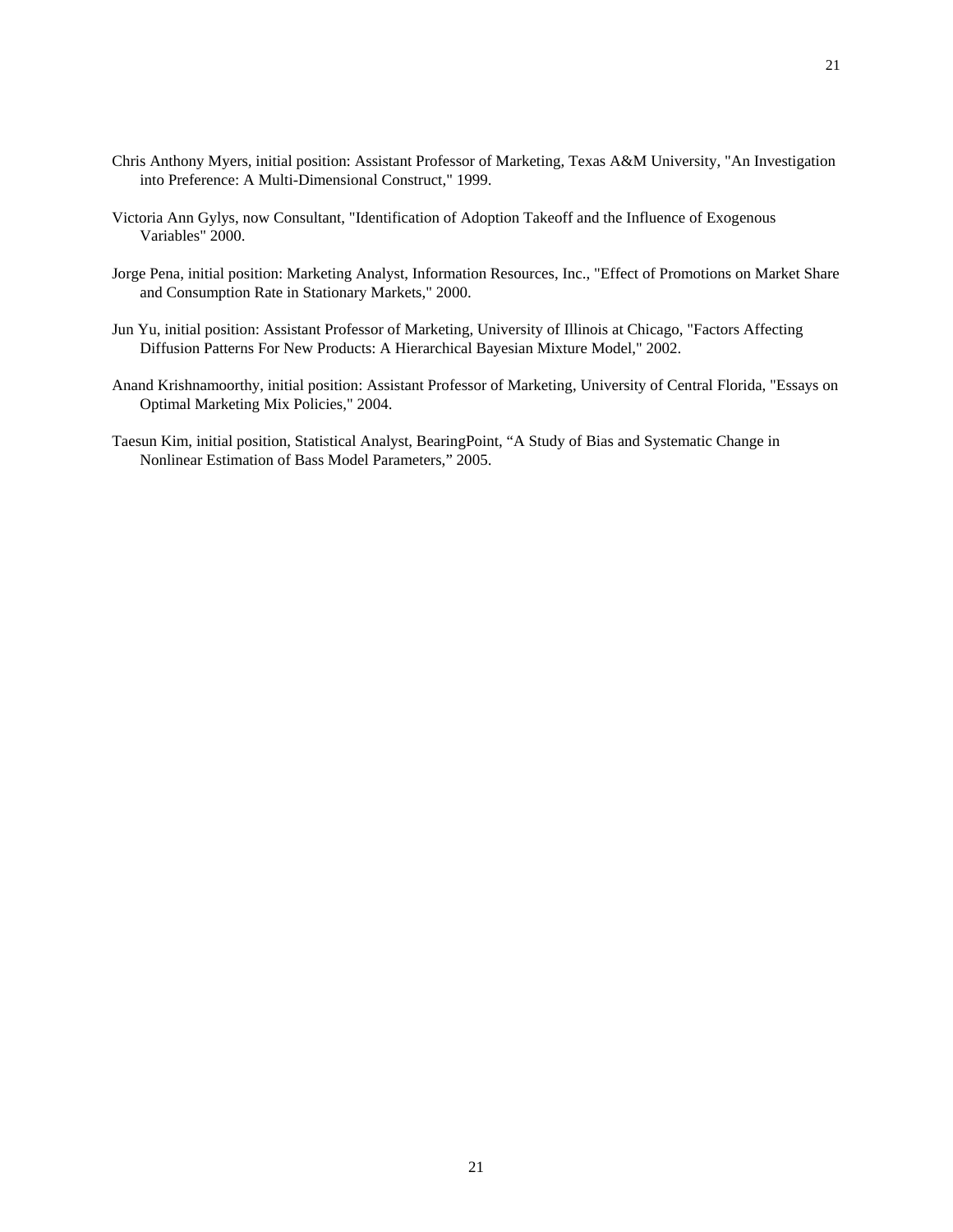Chris Anthony Myers, initial position: Assistant Professor of Marketing, Texas A&M University, "An Investigation into Preference: A Multi-Dimensional Construct," 1999.

Victoria Ann Gylys, now Consultant, "Identification of Adoption Takeoff and the Influence of Exogenous Variables" 2000.

Jorge Pena, initial position: Marketing Analyst, Information Resources, Inc., "Effect of Promotions on Market Share and Consumption Rate in Stationary Markets," 2000.

Jun Yu, initial position: Assistant Professor of Marketing, University of Illinois at Chicago, "Factors Affecting Diffusion Patterns For New Products: A Hierarchical Bayesian Mixture Model," 2002.

Anand Krishnamoorthy, initial position: Assistant Professor of Marketing, University of Central Florida, "Essays on Optimal Marketing Mix Policies," 2004.

Taesun Kim, initial position, Statistical Analyst, BearingPoint, "A Study of Bias and Systematic Change in Nonlinear Estimation of Bass Model Parameters," 2005.